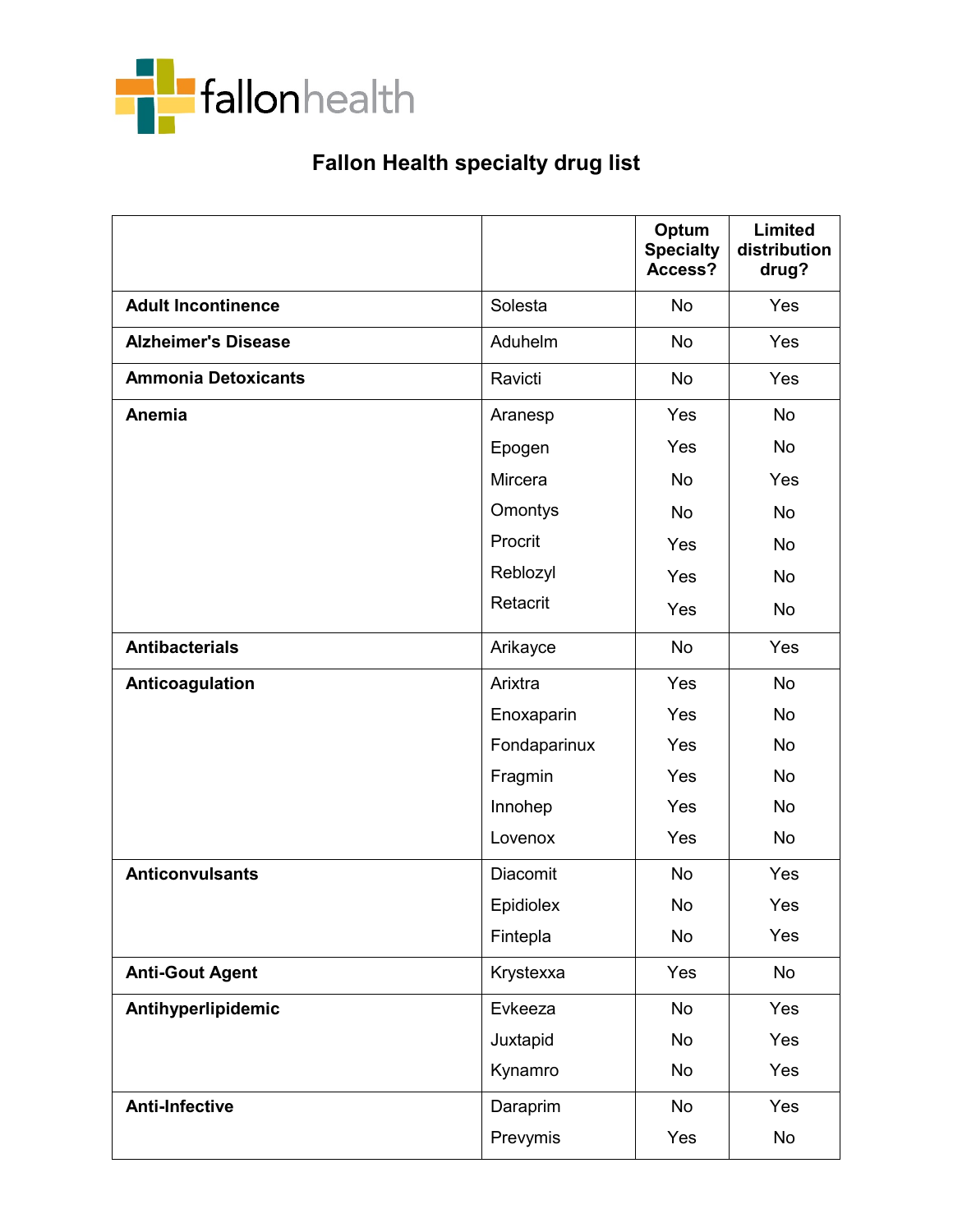fallonhealth

# Fallon Health specialty drug list

| | | Optum Specialty Access? | Limited distribution drug? |
|---|---|---|---|
| **Adult Incontinence** | Solesta | No | Yes |
| **Alzheimer's Disease** | Aduhelm | No | Yes |
| **Ammonia Detoxicants** | Ravicti | No | Yes |
| **Anemia** | Aranesp | Yes | No |
| | Epogen | Yes | No |
| | Mircera | No | Yes |
| | Omontys | No | No |
| | Procrit | Yes | No |
| | Reblozyl | Yes | No |
| | Retacrit | Yes | No |
| **Antibacterials** | Arikayce | No | Yes |
| **Anticoagulation** | Arixtra | Yes | No |
| | Enoxaparin | Yes | No |
| | Fondaparinux | Yes | No |
| | Fragmin | Yes | No |
| | Innohep | Yes | No |
| | Lovenox | Yes | No |
| **Anticonvulsants** | Diacomit | No | Yes |
| | Epidiolex | No | Yes |
| | Fintepla | No | Yes |
| **Anti-Gout Agent** | Krystexxa | Yes | No |
| **Antihyperlipidemic** | Evkeeza | No | Yes |
| | Juxtapid | No | Yes |
| | Kynamro | No | Yes |
| **Anti-Infective** | Daraprim | No | Yes |
| | Prevymis | Yes | No |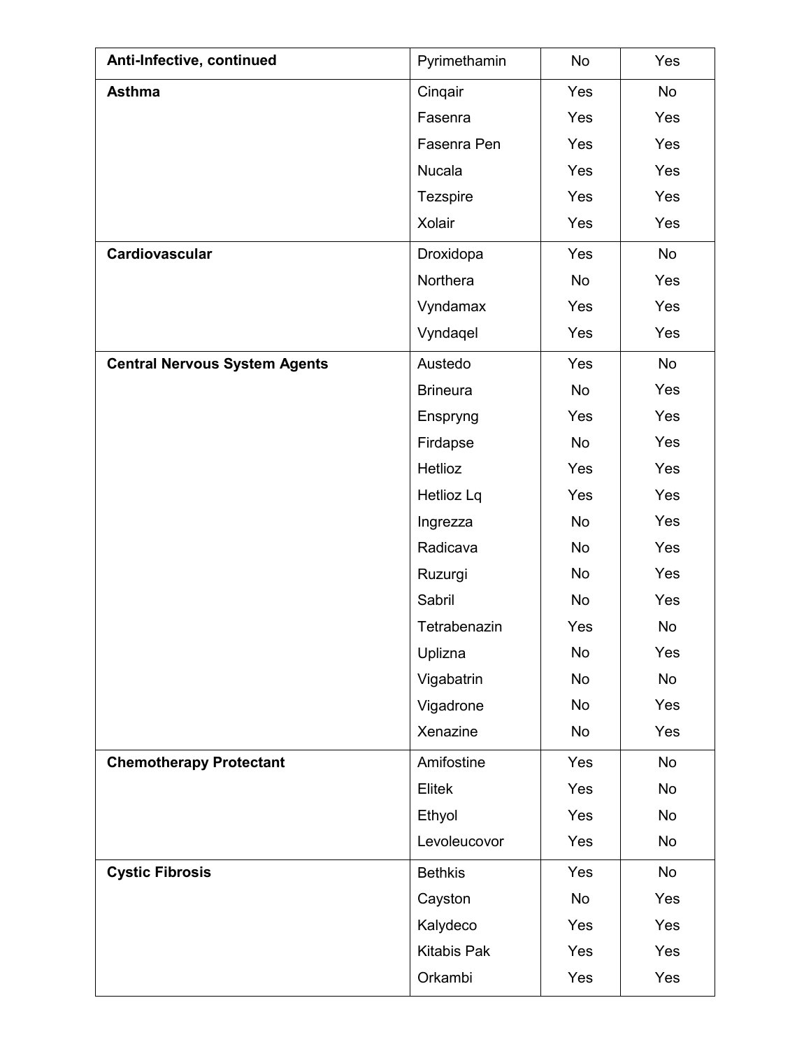| | | | |
|---|---|---|---|
| **Anti-Infective, continued** | Pyrimethamin | No | Yes |
| **Asthma** | Cinqair | Yes | No |
| | Fasenra | Yes | Yes |
| | Fasenra Pen | Yes | Yes |
| | Nucala | Yes | Yes |
| | Tezspire | Yes | Yes |
| | Xolair | Yes | Yes |
| **Cardiovascular** | Droxidopa | Yes | No |
| | Northera | No | Yes |
| | Vyndamax | Yes | Yes |
| | Vyndaqel | Yes | Yes |
| **Central Nervous System Agents** | Austedo | Yes | No |
| | Brineura | No | Yes |
| | Enspryng | Yes | Yes |
| | Firdapse | No | Yes |
| | Hetlioz | Yes | Yes |
| | Hetlioz Lq | Yes | Yes |
| | Ingrezza | No | Yes |
| | Radicava | No | Yes |
| | Ruzurgi | No | Yes |
| | Sabril | No | Yes |
| | Tetrabenazin | Yes | No |
| | Uplizna | No | Yes |
| | Vigabatrin | No | No |
| | Vigadrone | No | Yes |
| | Xenazine | No | Yes |
| **Chemotherapy Protectant** | Amifostine | Yes | No |
| | Elitek | Yes | No |
| | Ethyol | Yes | No |
| | Levoleucovor | Yes | No |
| **Cystic Fibrosis** | Bethkis | Yes | No |
| | Cayston | No | Yes |
| | Kalydeco | Yes | Yes |
| | Kitabis Pak | Yes | Yes |
| | Orkambi | Yes | Yes |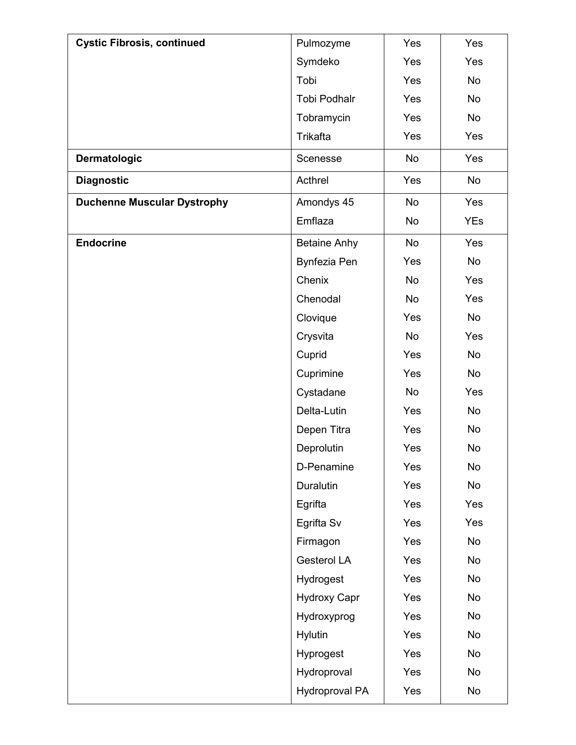| **Cystic Fibrosis, continued** | Pulmozyme | Yes | Yes |
|---|---|---|---|
| | Symdeko | Yes | Yes |
| | Tobi | Yes | No |
| | Tobi Podhalr | Yes | No |
| | Tobramycin | Yes | No |
| | Trikafta | Yes | Yes |
| **Dermatologic** | Scenesse | No | Yes |
| **Diagnostic** | Acthrel | Yes | No |
| **Duchenne Muscular Dystrophy** | Amondys 45 | No | Yes |
| | Emflaza | No | YEs |
| **Endocrine** | Betaine Anhy | No | Yes |
| | Bynfezia Pen | Yes | No |
| | Chenix | No | Yes |
| | Chenodal | No | Yes |
| | Clovique | Yes | No |
| | Crysvita | No | Yes |
| | Cuprid | Yes | No |
| | Cuprimine | Yes | No |
| | Cystadane | No | Yes |
| | Delta-Lutin | Yes | No |
| | Depen Titra | Yes | No |
| | Deprolutin | Yes | No |
| | D-Penamine | Yes | No |
| | Duralutin | Yes | No |
| | Egrifta | Yes | Yes |
| | Egrifta Sv | Yes | Yes |
| | Firmagon | Yes | No |
| | Gesterol LA | Yes | No |
| | Hydrogest | Yes | No |
| | Hydroxy Capr | Yes | No |
| | Hydroxyprog | Yes | No |
| | Hylutin | Yes | No |
| | Hyprogest | Yes | No |
| | Hydroproval | Yes | No |
| | Hydroproval PA | Yes | No |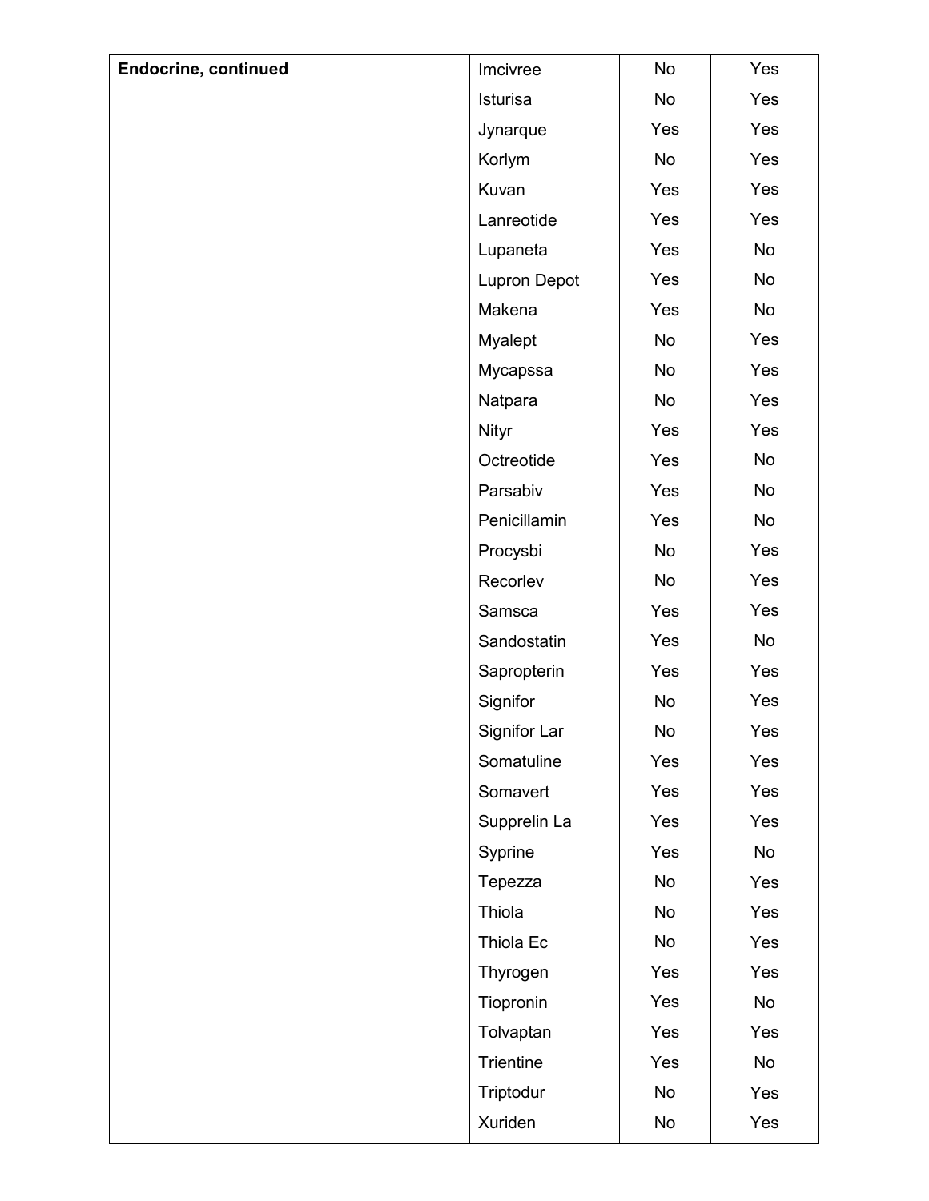| Endocrine, continued | Imcivree | No | Yes |
|---|---|---|---|
| | Isturisa | No | Yes |
| | Jynarque | Yes | Yes |
| | Korlym | No | Yes |
| | Kuvan | Yes | Yes |
| | Lanreotide | Yes | Yes |
| | Lupaneta | Yes | No |
| | Lupron Depot | Yes | No |
| | Makena | Yes | No |
| | Myalept | No | Yes |
| | Mycapssa | No | Yes |
| | Natpara | No | Yes |
| | Nityr | Yes | Yes |
| | Octreotide | Yes | No |
| | Parsabiv | Yes | No |
| | Penicillamin | Yes | No |
| | Procysbi | No | Yes |
| | Recorlev | No | Yes |
| | Samsca | Yes | Yes |
| | Sandostatin | Yes | No |
| | Sapropterin | Yes | Yes |
| | Signifor | No | Yes |
| | Signifor Lar | No | Yes |
| | Somatuline | Yes | Yes |
| | Somavert | Yes | Yes |
| | Supprelin La | Yes | Yes |
| | Syprine | Yes | No |
| | Tepezza | No | Yes |
| | Thiola | No | Yes |
| | Thiola Ec | No | Yes |
| | Thyrogen | Yes | Yes |
| | Tiopronin | Yes | No |
| | Tolvaptan | Yes | Yes |
| | Trientine | Yes | No |
| | Triptodur | No | Yes |
| | Xuriden | No | Yes |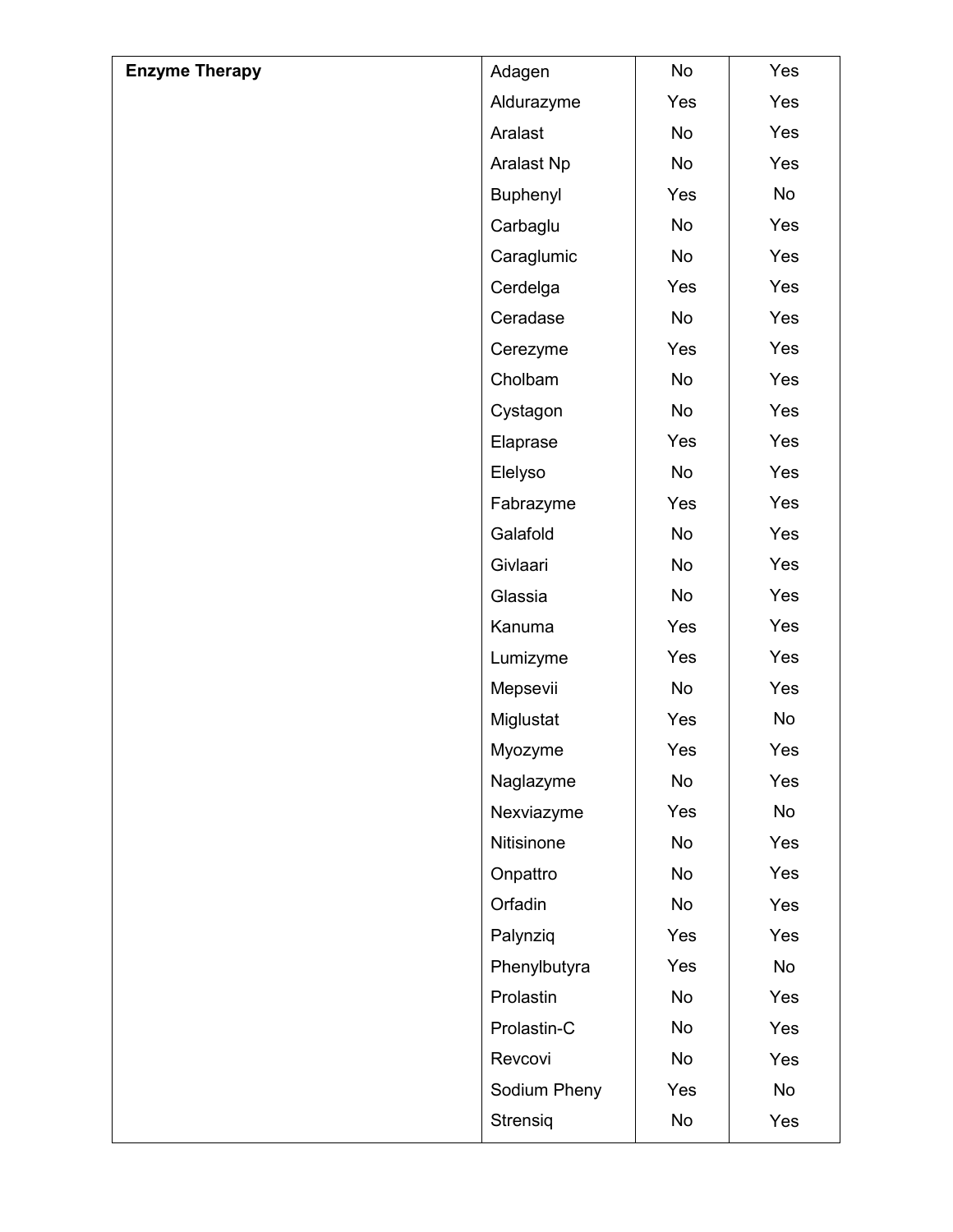| **Enzyme Therapy** | Adagen | No | Yes |
|---|---|---|---|
| | Aldurazyme | Yes | Yes |
| | Aralast | No | Yes |
| | Aralast Np | No | Yes |
| | Buphenyl | Yes | No |
| | Carbaglu | No | Yes |
| | Caraglumic | No | Yes |
| | Cerdelga | Yes | Yes |
| | Ceradase | No | Yes |
| | Cerezyme | Yes | Yes |
| | Cholbam | No | Yes |
| | Cystagon | No | Yes |
| | Elaprase | Yes | Yes |
| | Elelyso | No | Yes |
| | Fabrazyme | Yes | Yes |
| | Galafold | No | Yes |
| | Givlaari | No | Yes |
| | Glassia | No | Yes |
| | Kanuma | Yes | Yes |
| | Lumizyme | Yes | Yes |
| | Mepsevii | No | Yes |
| | Miglustat | Yes | No |
| | Myozyme | Yes | Yes |
| | Naglazyme | No | Yes |
| | Nexviazyme | Yes | No |
| | Nitisinone | No | Yes |
| | Onpattro | No | Yes |
| | Orfadin | No | Yes |
| | Palynziq | Yes | Yes |
| | Phenylbutyra | Yes | No |
| | Prolastin | No | Yes |
| | Prolastin-C | No | Yes |
| | Revcovi | No | Yes |
| | Sodium Pheny | Yes | No |
| | Strensiq | No | Yes |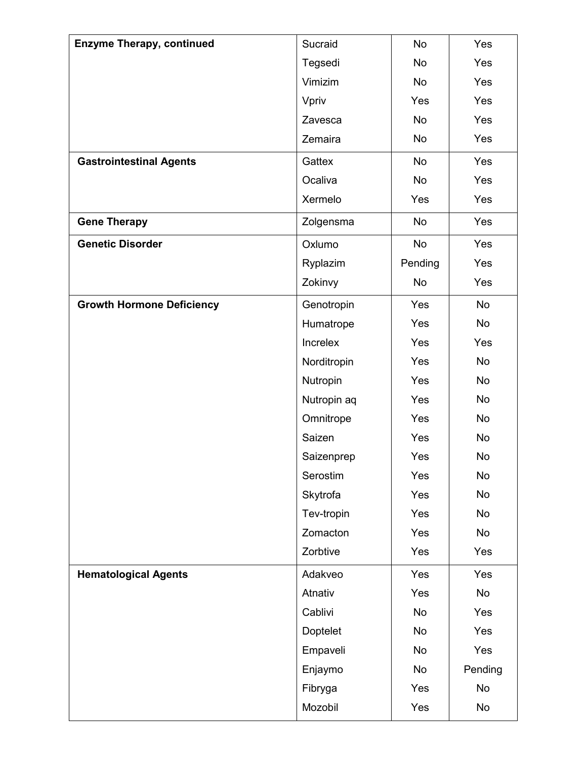| Enzyme Therapy, continued | Sucraid | No | Yes |
|---|---|---|---|
| | Tegsedi | No | Yes |
| | Vimizim | No | Yes |
| | Vpriv | Yes | Yes |
| | Zavesca | No | Yes |
| | Zemaira | No | Yes |
| **Gastrointestinal Agents** | Gattex | No | Yes |
| | Ocaliva | No | Yes |
| | Xermelo | Yes | Yes |
| **Gene Therapy** | Zolgensma | No | Yes |
| **Genetic Disorder** | Oxlumo | No | Yes |
| | Ryplazim | Pending | Yes |
| | Zokinvy | No | Yes |
| **Growth Hormone Deficiency** | Genotropin | Yes | No |
| | Humatrope | Yes | No |
| | Increlex | Yes | Yes |
| | Norditropin | Yes | No |
| | Nutropin | Yes | No |
| | Nutropin aq | Yes | No |
| | Omnitrope | Yes | No |
| | Saizen | Yes | No |
| | Saizenprep | Yes | No |
| | Serostim | Yes | No |
| | Skytrofa | Yes | No |
| | Tev-tropin | Yes | No |
| | Zomacton | Yes | No |
| | Zorbtive | Yes | Yes |
| **Hematological Agents** | Adakveo | Yes | Yes |
| | Atnativ | Yes | No |
| | Cablivi | No | Yes |
| | Doptelet | No | Yes |
| | Empaveli | No | Yes |
| | Enjaymo | No | Pending |
| | Fibryga | Yes | No |
| | Mozobil | Yes | No |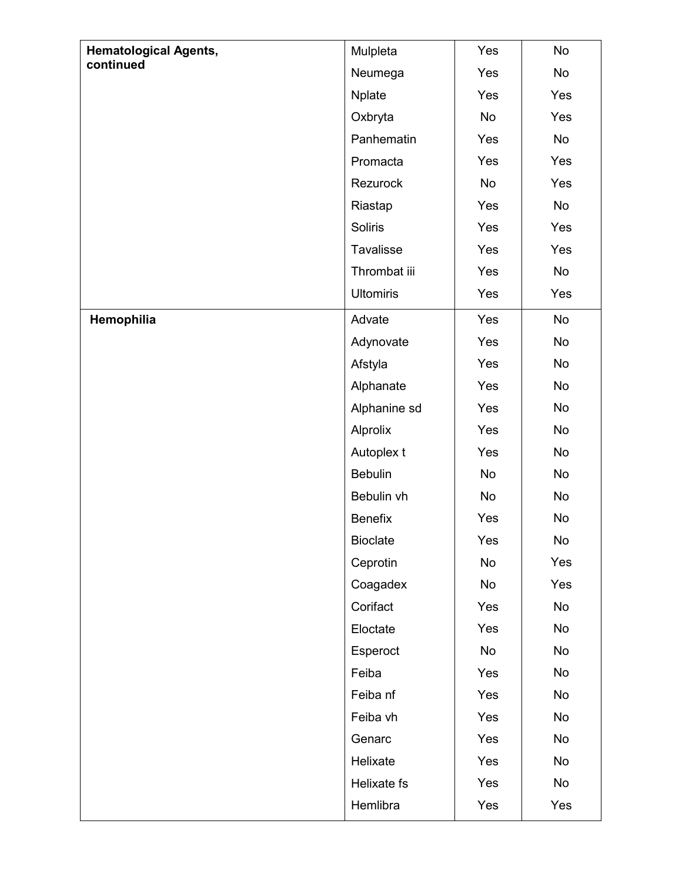| | | | |
|---|---|---|---|
| **Hematological Agents, continued** | Mulpleta | Yes | No |
| | Neumega | Yes | No |
| | Nplate | Yes | Yes |
| | Oxbryta | No | Yes |
| | Panhematin | Yes | No |
| | Promacta | Yes | Yes |
| | Rezurock | No | Yes |
| | Riastap | Yes | No |
| | Soliris | Yes | Yes |
| | Tavalisse | Yes | Yes |
| | Thrombat iii | Yes | No |
| | Ultomiris | Yes | Yes |
| **Hemophilia** | Advate | Yes | No |
| | Adynovate | Yes | No |
| | Afstyla | Yes | No |
| | Alphanate | Yes | No |
| | Alphanine sd | Yes | No |
| | Alprolix | Yes | No |
| | Autoplex t | Yes | No |
| | Bebulin | No | No |
| | Bebulin vh | No | No |
| | Benefix | Yes | No |
| | Bioclate | Yes | No |
| | Ceprotin | No | Yes |
| | Coagadex | No | Yes |
| | Corifact | Yes | No |
| | Eloctate | Yes | No |
| | Esperoct | No | No |
| | Feiba | Yes | No |
| | Feiba nf | Yes | No |
| | Feiba vh | Yes | No |
| | Genarc | Yes | No |
| | Helixate | Yes | No |
| | Helixate fs | Yes | No |
| | Hemlibra | Yes | Yes |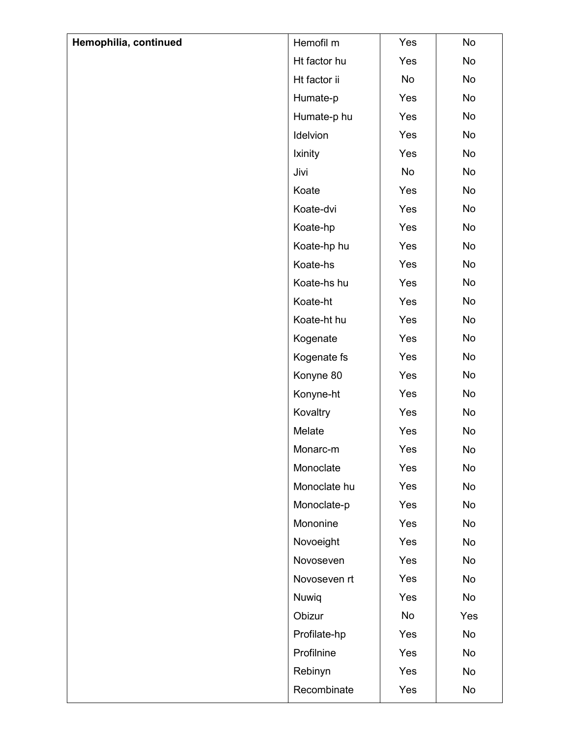| **Hemophilia, continued** | Hemofil m | Yes | No |
|---|---|---|---|
| | Ht factor hu | Yes | No |
| | Ht factor ii | No | No |
| | Humate-p | Yes | No |
| | Humate-p hu | Yes | No |
| | Idelvion | Yes | No |
| | Ixinity | Yes | No |
| | Jivi | No | No |
| | Koate | Yes | No |
| | Koate-dvi | Yes | No |
| | Koate-hp | Yes | No |
| | Koate-hp hu | Yes | No |
| | Koate-hs | Yes | No |
| | Koate-hs hu | Yes | No |
| | Koate-ht | Yes | No |
| | Koate-ht hu | Yes | No |
| | Kogenate | Yes | No |
| | Kogenate fs | Yes | No |
| | Konyne 80 | Yes | No |
| | Konyne-ht | Yes | No |
| | Kovaltry | Yes | No |
| | Melate | Yes | No |
| | Monarc-m | Yes | No |
| | Monoclate | Yes | No |
| | Monoclate hu | Yes | No |
| | Monoclate-p | Yes | No |
| | Mononine | Yes | No |
| | Novoeight | Yes | No |
| | Novoseven | Yes | No |
| | Novoseven rt | Yes | No |
| | Nuwiq | Yes | No |
| | Obizur | No | Yes |
| | Profilate-hp | Yes | No |
| | Profilnine | Yes | No |
| | Rebinyn | Yes | No |
| | Recombinate | Yes | No |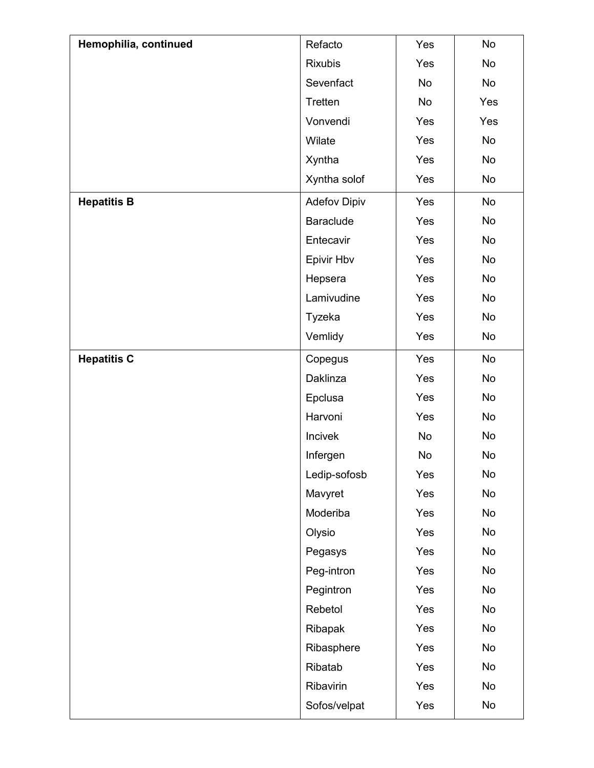| | | | |
|---|---|---|---|
| **Hemophilia, continued** | Refacto | Yes | No |
| | Rixubis | Yes | No |
| | Sevenfact | No | No |
| | Tretten | No | Yes |
| | Vonvendi | Yes | Yes |
| | Wilate | Yes | No |
| | Xyntha | Yes | No |
| | Xyntha solof | Yes | No |
| **Hepatitis B** | Adefov Dipiv | Yes | No |
| | Baraclude | Yes | No |
| | Entecavir | Yes | No |
| | Epivir Hbv | Yes | No |
| | Hepsera | Yes | No |
| | Lamivudine | Yes | No |
| | Tyzeka | Yes | No |
| | Vemlidy | Yes | No |
| **Hepatitis C** | Copegus | Yes | No |
| | Daklinza | Yes | No |
| | Epclusa | Yes | No |
| | Harvoni | Yes | No |
| | Incivek | No | No |
| | Infergen | No | No |
| | Ledip-sofosb | Yes | No |
| | Mavyret | Yes | No |
| | Moderiba | Yes | No |
| | Olysio | Yes | No |
| | Pegasys | Yes | No |
| | Peg-intron | Yes | No |
| | Pegintron | Yes | No |
| | Rebetol | Yes | No |
| | Ribapak | Yes | No |
| | Ribasphere | Yes | No |
| | Ribatab | Yes | No |
| | Ribavirin | Yes | No |
| | Sofos/velpat | Yes | No |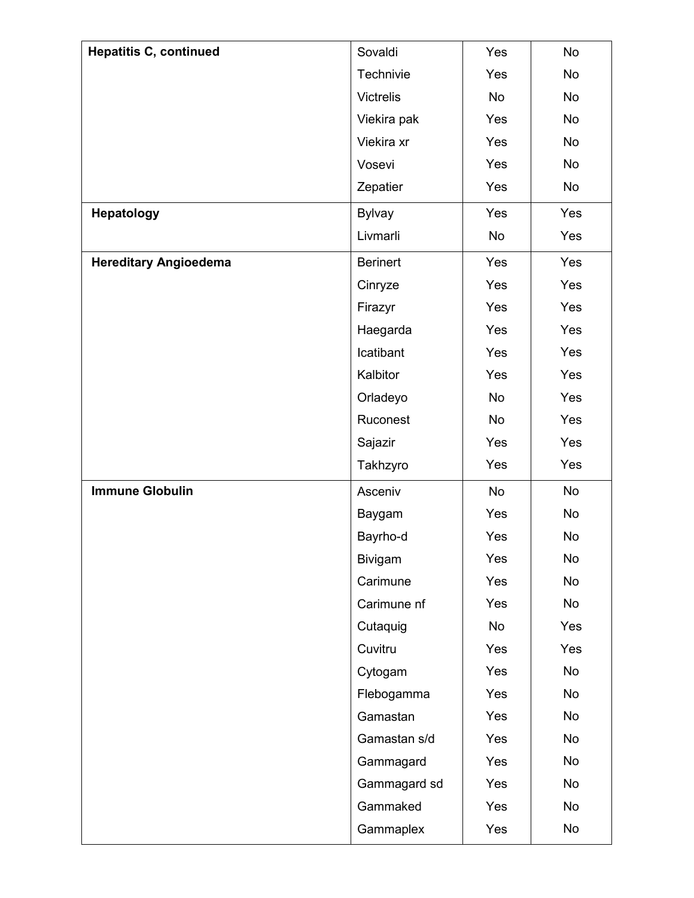| Hepatitis C, continued | Sovaldi | Yes | No |
|---|---|---|---|
| | Technivie | Yes | No |
| | Victrelis | No | No |
| | Viekira pak | Yes | No |
| | Viekira xr | Yes | No |
| | Vosevi | Yes | No |
| | Zepatier | Yes | No |
| **Hepatology** | Bylvay | Yes | Yes |
| | Livmarli | No | Yes |
| **Hereditary Angioedema** | Berinert | Yes | Yes |
| | Cinryze | Yes | Yes |
| | Firazyr | Yes | Yes |
| | Haegarda | Yes | Yes |
| | Icatibant | Yes | Yes |
| | Kalbitor | Yes | Yes |
| | Orladeyo | No | Yes |
| | Ruconest | No | Yes |
| | Sajazir | Yes | Yes |
| | Takhzyro | Yes | Yes |
| **Immune Globulin** | Asceniv | No | No |
| | Baygam | Yes | No |
| | Bayrho-d | Yes | No |
| | Bivigam | Yes | No |
| | Carimune | Yes | No |
| | Carimune nf | Yes | No |
| | Cutaquig | No | Yes |
| | Cuvitru | Yes | Yes |
| | Cytogam | Yes | No |
| | Flebogamma | Yes | No |
| | Gamastan | Yes | No |
| | Gamastan s/d | Yes | No |
| | Gammagard | Yes | No |
| | Gammagard sd | Yes | No |
| | Gammaked | Yes | No |
| | Gammaplex | Yes | No |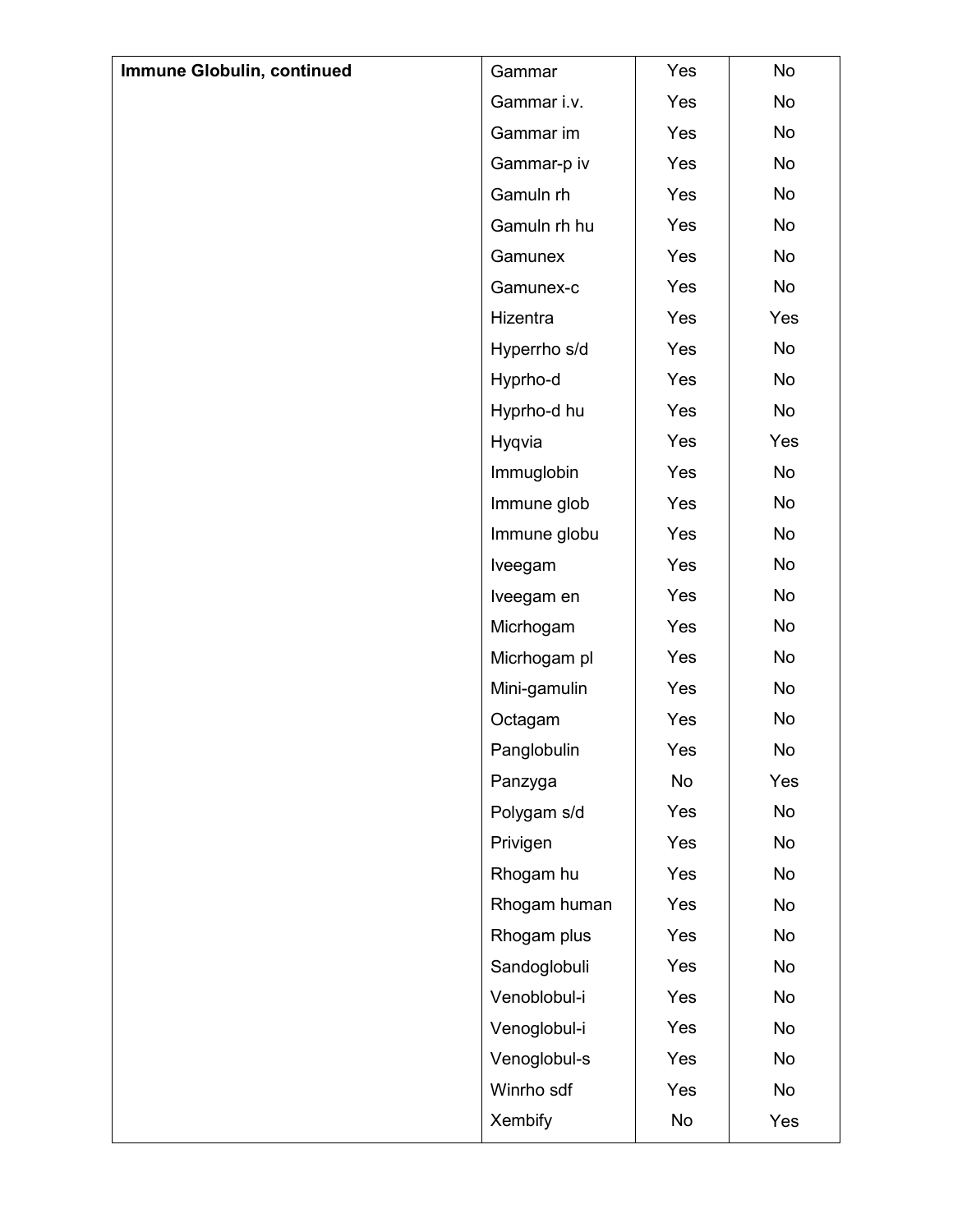| Immune Globulin, continued | Gammar | Yes | No |
|---|---|---|---|
| | Gammar i.v. | Yes | No |
| | Gammar im | Yes | No |
| | Gammar-p iv | Yes | No |
| | Gamuln rh | Yes | No |
| | Gamuln rh hu | Yes | No |
| | Gamunex | Yes | No |
| | Gamunex-c | Yes | No |
| | Hizentra | Yes | Yes |
| | Hyperrho s/d | Yes | No |
| | Hyprho-d | Yes | No |
| | Hyprho-d hu | Yes | No |
| | Hyqvia | Yes | Yes |
| | Immuglobin | Yes | No |
| | Immune glob | Yes | No |
| | Immune globu | Yes | No |
| | Iveegam | Yes | No |
| | Iveegam en | Yes | No |
| | Micrhogam | Yes | No |
| | Micrhogam pl | Yes | No |
| | Mini-gamulin | Yes | No |
| | Octagam | Yes | No |
| | Panglobulin | Yes | No |
| | Panzyga | No | Yes |
| | Polygam s/d | Yes | No |
| | Privigen | Yes | No |
| | Rhogam hu | Yes | No |
| | Rhogam human | Yes | No |
| | Rhogam plus | Yes | No |
| | Sandoglobuli | Yes | No |
| | Venoblobul-i | Yes | No |
| | Venoglobul-i | Yes | No |
| | Venoglobul-s | Yes | No |
| | Winrho sdf | Yes | No |
| | Xembify | No | Yes |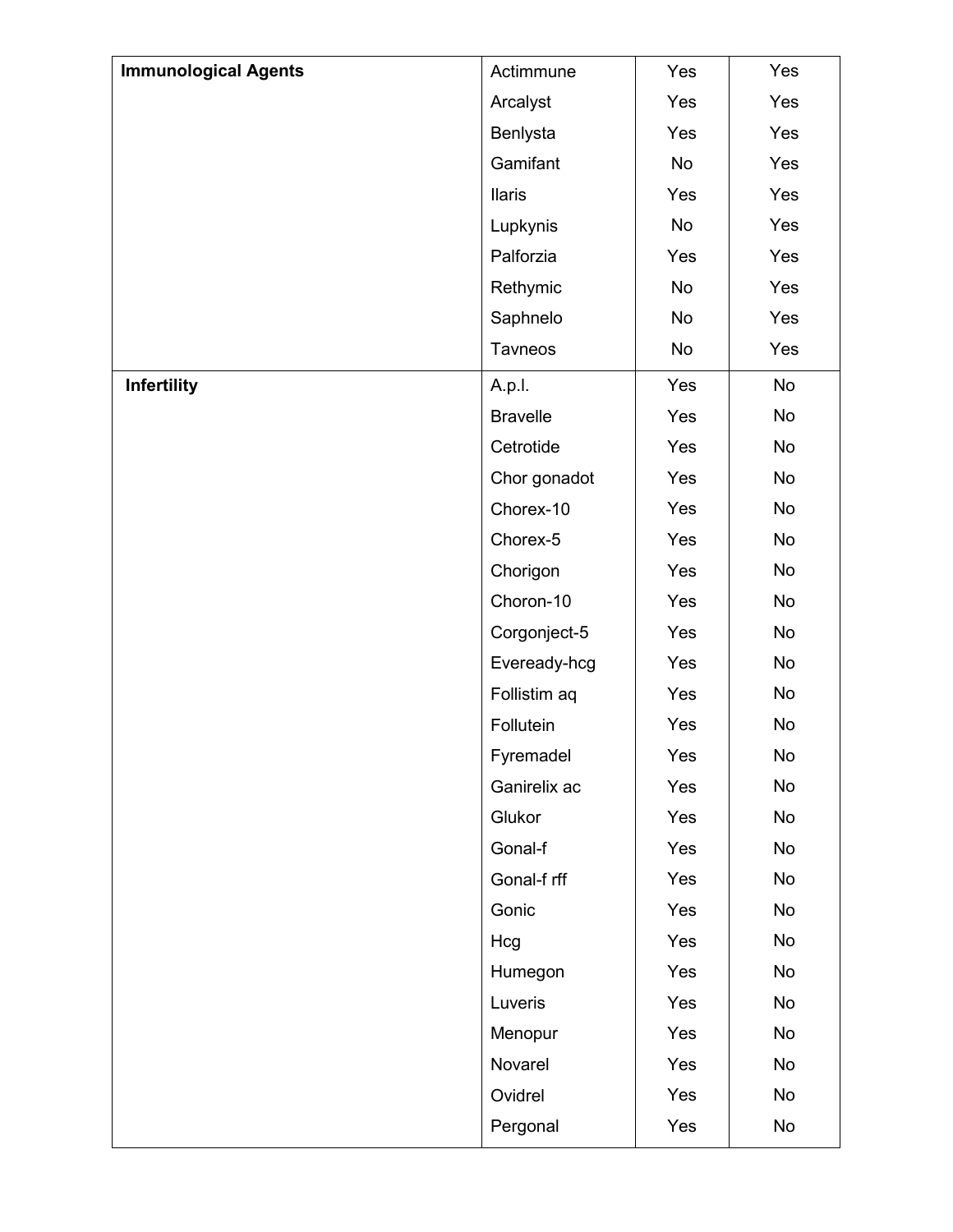| | | | |
|---|---|---|---|
| **Immunological Agents** | Actimmune | Yes | Yes |
| | Arcalyst | Yes | Yes |
| | Benlysta | Yes | Yes |
| | Gamifant | No | Yes |
| | Ilaris | Yes | Yes |
| | Lupkynis | No | Yes |
| | Palforzia | Yes | Yes |
| | Rethymic | No | Yes |
| | Saphnelo | No | Yes |
| | Tavneos | No | Yes |
| **Infertility** | A.p.l. | Yes | No |
| | Bravelle | Yes | No |
| | Cetrotide | Yes | No |
| | Chor gonadot | Yes | No |
| | Chorex-10 | Yes | No |
| | Chorex-5 | Yes | No |
| | Chorigon | Yes | No |
| | Choron-10 | Yes | No |
| | Corgonject-5 | Yes | No |
| | Eveready-hcg | Yes | No |
| | Follistim aq | Yes | No |
| | Follutein | Yes | No |
| | Fyremadel | Yes | No |
| | Ganirelix ac | Yes | No |
| | Glukor | Yes | No |
| | Gonal-f | Yes | No |
| | Gonal-f rff | Yes | No |
| | Gonic | Yes | No |
| | Hcg | Yes | No |
| | Humegon | Yes | No |
| | Luveris | Yes | No |
| | Menopur | Yes | No |
| | Novarel | Yes | No |
| | Ovidrel | Yes | No |
| | Pergonal | Yes | No |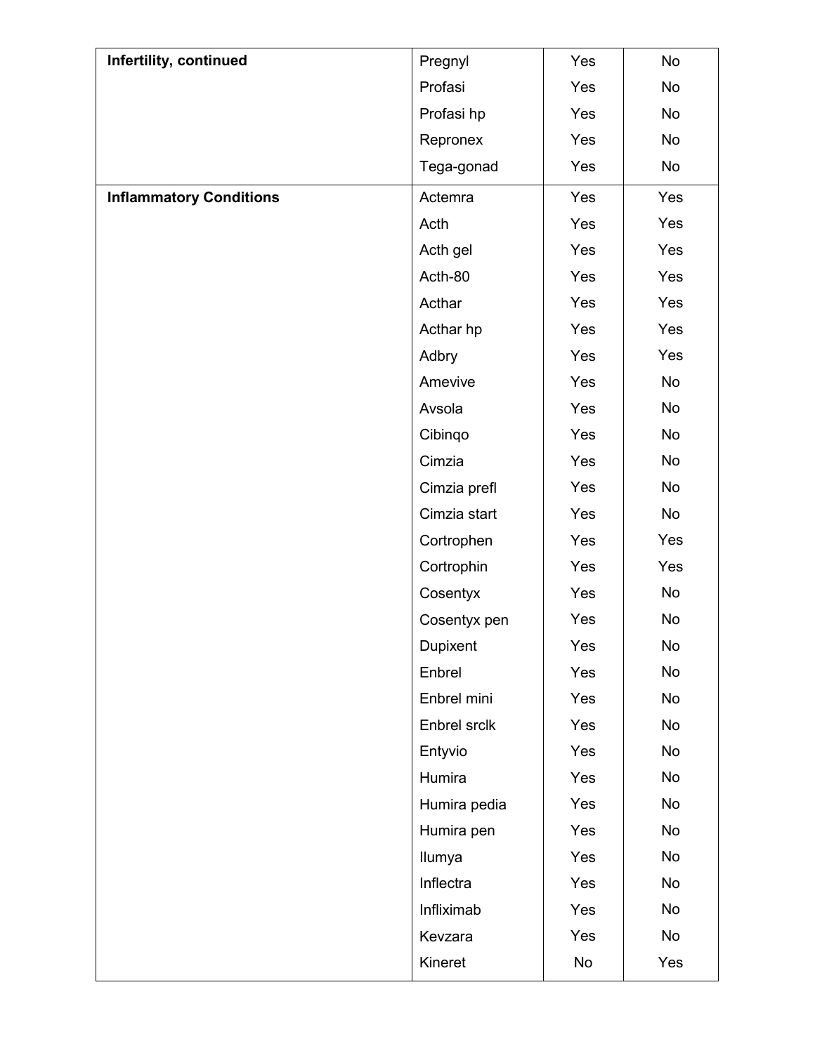| | | | |
|---|---|---|---|
| **Infertility, continued** | Pregnyl | Yes | No |
| | Profasi | Yes | No |
| | Profasi hp | Yes | No |
| | Repronex | Yes | No |
| | Tega-gonad | Yes | No |
| **Inflammatory Conditions** | Actemra | Yes | Yes |
| | Acth | Yes | Yes |
| | Acth gel | Yes | Yes |
| | Acth-80 | Yes | Yes |
| | Acthar | Yes | Yes |
| | Acthar hp | Yes | Yes |
| | Adbry | Yes | Yes |
| | Amevive | Yes | No |
| | Avsola | Yes | No |
| | Cibinqo | Yes | No |
| | Cimzia | Yes | No |
| | Cimzia prefl | Yes | No |
| | Cimzia start | Yes | No |
| | Cortrophen | Yes | Yes |
| | Cortrophin | Yes | Yes |
| | Cosentyx | Yes | No |
| | Cosentyx pen | Yes | No |
| | Dupixent | Yes | No |
| | Enbrel | Yes | No |
| | Enbrel mini | Yes | No |
| | Enbrel srclk | Yes | No |
| | Entyvio | Yes | No |
| | Humira | Yes | No |
| | Humira pedia | Yes | No |
| | Humira pen | Yes | No |
| | Ilumya | Yes | No |
| | Inflectra | Yes | No |
| | Infliximab | Yes | No |
| | Kevzara | Yes | No |
| | Kineret | No | Yes |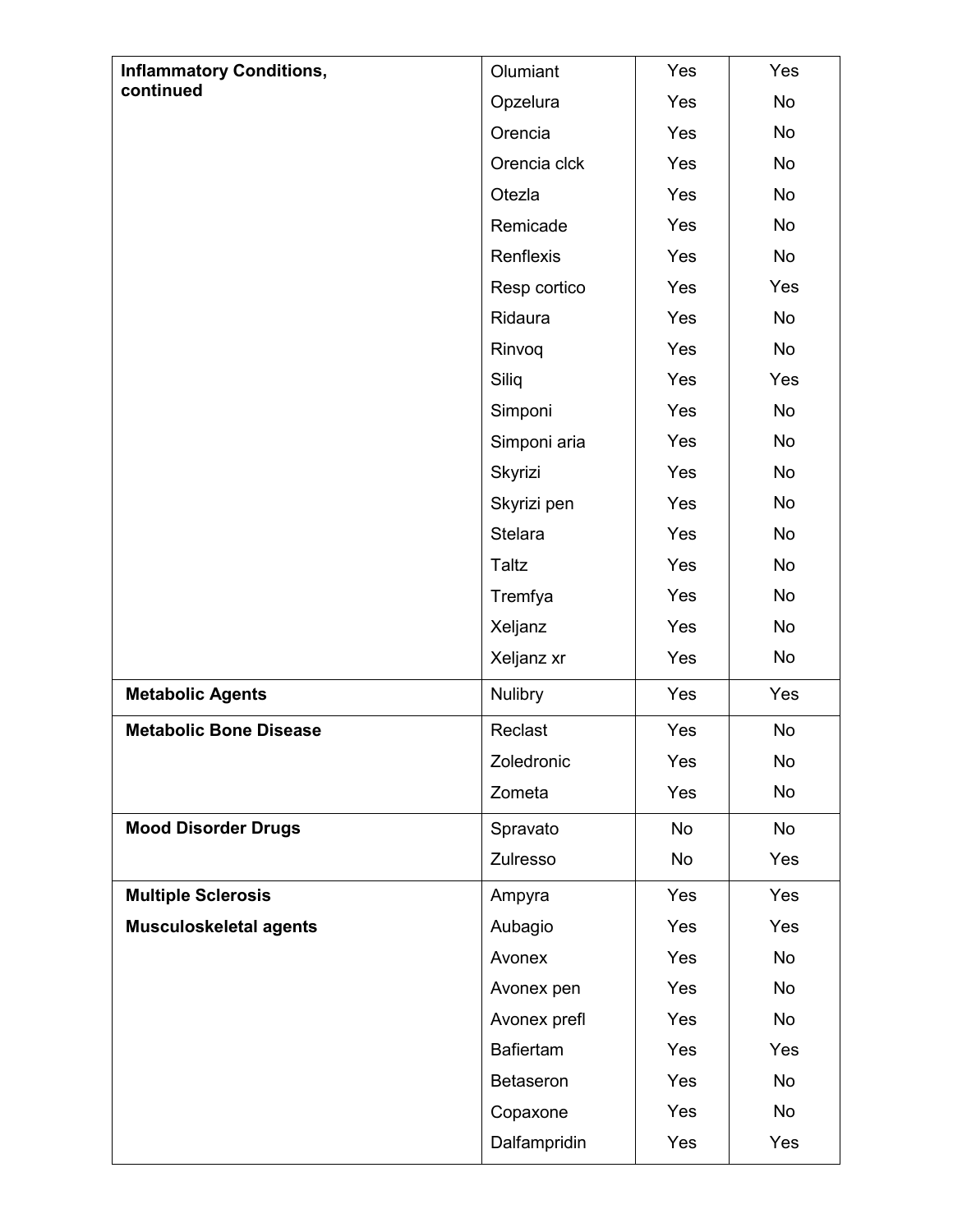| | | | |
|---|---|---|---|
| **Inflammatory Conditions, continued** | Olumiant | Yes | Yes |
| | Opzelura | Yes | No |
| | Orencia | Yes | No |
| | Orencia clck | Yes | No |
| | Otezla | Yes | No |
| | Remicade | Yes | No |
| | Renflexis | Yes | No |
| | Resp cortico | Yes | Yes |
| | Ridaura | Yes | No |
| | Rinvoq | Yes | No |
| | Siliq | Yes | Yes |
| | Simponi | Yes | No |
| | Simponi aria | Yes | No |
| | Skyrizi | Yes | No |
| | Skyrizi pen | Yes | No |
| | Stelara | Yes | No |
| | Taltz | Yes | No |
| | Tremfya | Yes | No |
| | Xeljanz | Yes | No |
| | Xeljanz xr | Yes | No |
| **Metabolic Agents** | Nulibry | Yes | Yes |
| **Metabolic Bone Disease** | Reclast | Yes | No |
| | Zoledronic | Yes | No |
| | Zometa | Yes | No |
| **Mood Disorder Drugs** | Spravato | No | No |
| | Zulresso | No | Yes |
| **Multiple Sclerosis** | Ampyra | Yes | Yes |
| **Musculoskeletal agents** | Aubagio | Yes | Yes |
| | Avonex | Yes | No |
| | Avonex pen | Yes | No |
| | Avonex prefl | Yes | No |
| | Bafiertam | Yes | Yes |
| | Betaseron | Yes | No |
| | Copaxone | Yes | No |
| | Dalfampridin | Yes | Yes |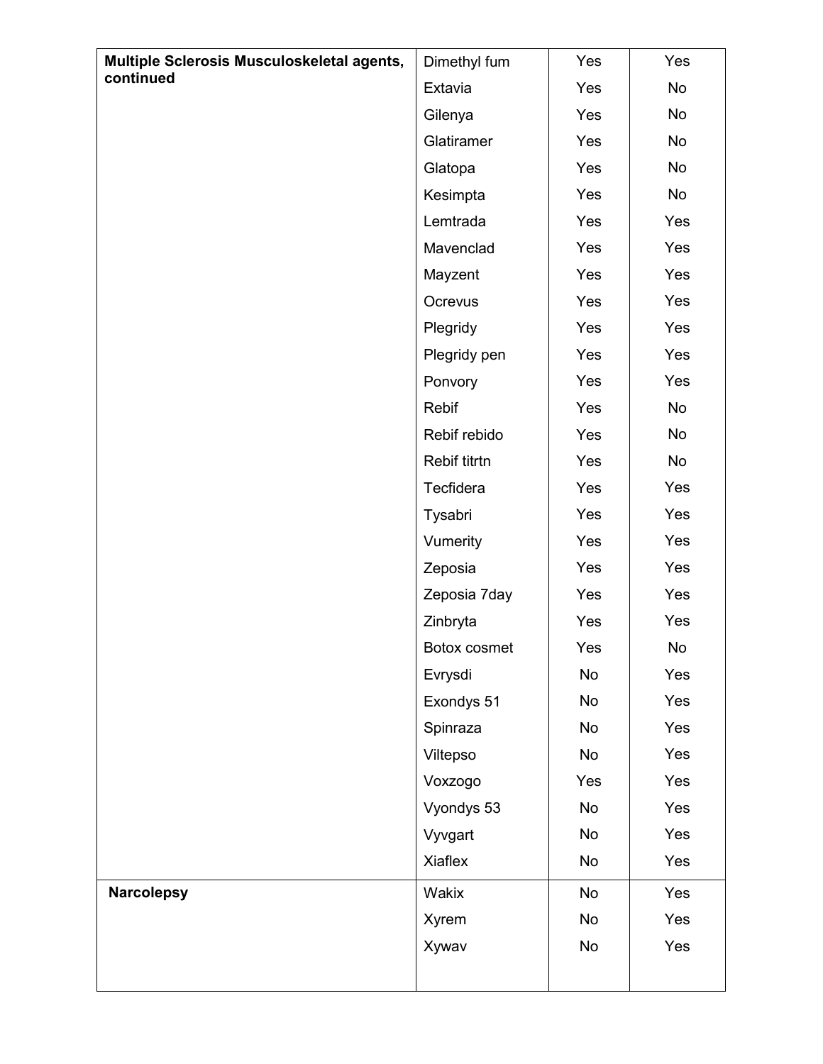| | | | |
|---|---|---|---|
| **Multiple Sclerosis Musculoskeletal agents, continued** | Dimethyl fum | Yes | Yes |
| | Extavia | Yes | No |
| | Gilenya | Yes | No |
| | Glatiramer | Yes | No |
| | Glatopa | Yes | No |
| | Kesimpta | Yes | No |
| | Lemtrada | Yes | Yes |
| | Mavenclad | Yes | Yes |
| | Mayzent | Yes | Yes |
| | Ocrevus | Yes | Yes |
| | Plegridy | Yes | Yes |
| | Plegridy pen | Yes | Yes |
| | Ponvory | Yes | Yes |
| | Rebif | Yes | No |
| | Rebif rebido | Yes | No |
| | Rebif titrtn | Yes | No |
| | Tecfidera | Yes | Yes |
| | Tysabri | Yes | Yes |
| | Vumerity | Yes | Yes |
| | Zeposia | Yes | Yes |
| | Zeposia 7day | Yes | Yes |
| | Zinbryta | Yes | Yes |
| | Botox cosmet | Yes | No |
| | Evrysdi | No | Yes |
| | Exondys 51 | No | Yes |
| | Spinraza | No | Yes |
| | Viltepso | No | Yes |
| | Voxzogo | Yes | Yes |
| | Vyondys 53 | No | Yes |
| | Vyvgart | No | Yes |
| | Xiaflex | No | Yes |
| **Narcolepsy** | Wakix | No | Yes |
| | Xyrem | No | Yes |
| | Xywav | No | Yes |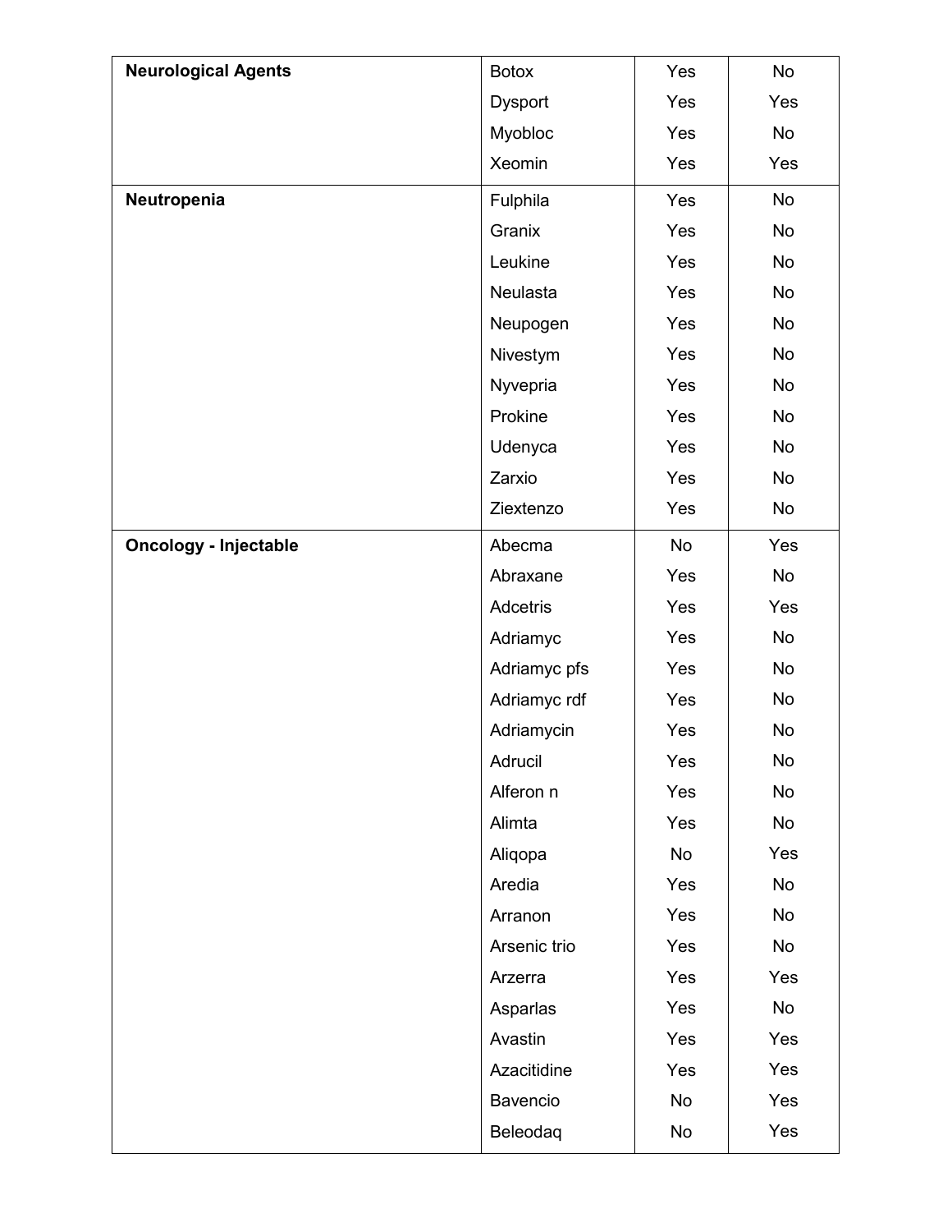| | | | |
|---|---|---|---|
| **Neurological Agents** | Botox | Yes | No |
| | Dysport | Yes | Yes |
| | Myobloc | Yes | No |
| | Xeomin | Yes | Yes |
| **Neutropenia** | Fulphila | Yes | No |
| | Granix | Yes | No |
| | Leukine | Yes | No |
| | Neulasta | Yes | No |
| | Neupogen | Yes | No |
| | Nivestym | Yes | No |
| | Nyvepria | Yes | No |
| | Prokine | Yes | No |
| | Udenyca | Yes | No |
| | Zarxio | Yes | No |
| | Ziextenzo | Yes | No |
| **Oncology - Injectable** | Abecma | No | Yes |
| | Abraxane | Yes | No |
| | Adcetris | Yes | Yes |
| | Adriamyc | Yes | No |
| | Adriamyc pfs | Yes | No |
| | Adriamyc rdf | Yes | No |
| | Adriamycin | Yes | No |
| | Adrucil | Yes | No |
| | Alferon n | Yes | No |
| | Alimta | Yes | No |
| | Aliqopa | No | Yes |
| | Aredia | Yes | No |
| | Arranon | Yes | No |
| | Arsenic trio | Yes | No |
| | Arzerra | Yes | Yes |
| | Asparlas | Yes | No |
| | Avastin | Yes | Yes |
| | Azacitidine | Yes | Yes |
| | Bavencio | No | Yes |
| | Beleodaq | No | Yes |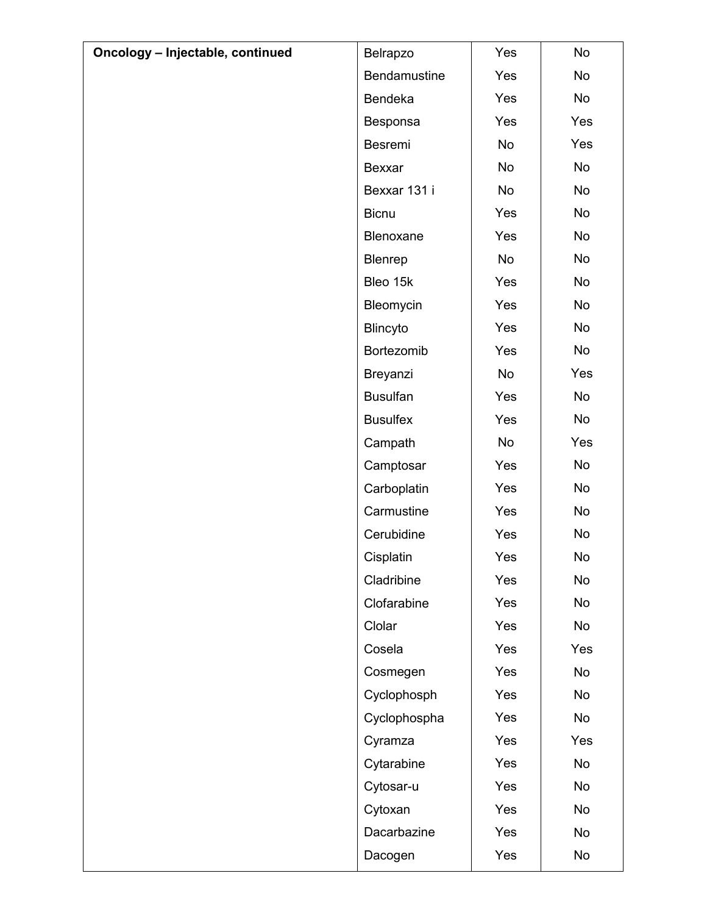| Oncology – Injectable, continued | Belrapzo | Yes | No |
|---|---|---|---|
| | Bendamustine | Yes | No |
| | Bendeka | Yes | No |
| | Besponsa | Yes | Yes |
| | Besremi | No | Yes |
| | Bexxar | No | No |
| | Bexxar 131 i | No | No |
| | Bicnu | Yes | No |
| | Blenoxane | Yes | No |
| | Blenrep | No | No |
| | Bleo 15k | Yes | No |
| | Bleomycin | Yes | No |
| | Blincyto | Yes | No |
| | Bortezomib | Yes | No |
| | Breyanzi | No | Yes |
| | Busulfan | Yes | No |
| | Busulfex | Yes | No |
| | Campath | No | Yes |
| | Camptosar | Yes | No |
| | Carboplatin | Yes | No |
| | Carmustine | Yes | No |
| | Cerubidine | Yes | No |
| | Cisplatin | Yes | No |
| | Cladribine | Yes | No |
| | Clofarabine | Yes | No |
| | Clolar | Yes | No |
| | Cosela | Yes | Yes |
| | Cosmegen | Yes | No |
| | Cyclophosph | Yes | No |
| | Cyclophospha | Yes | No |
| | Cyramza | Yes | Yes |
| | Cytarabine | Yes | No |
| | Cytosar-u | Yes | No |
| | Cytoxan | Yes | No |
| | Dacarbazine | Yes | No |
| | Dacogen | Yes | No |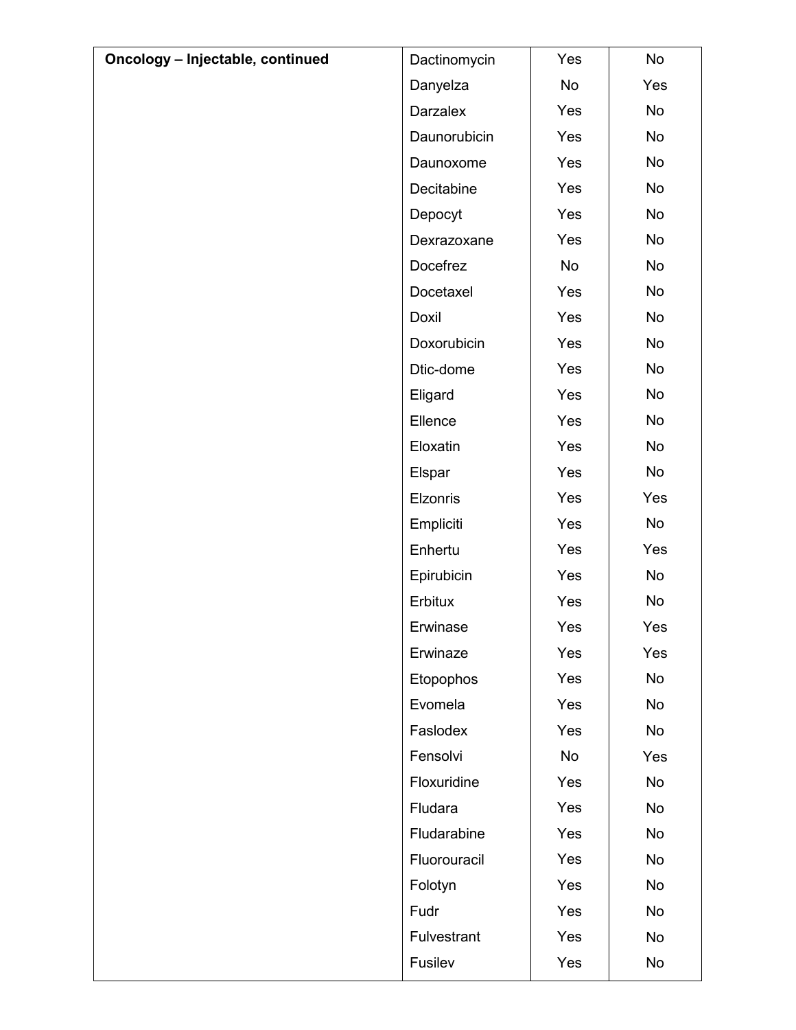| Oncology – Injectable, continued | Dactinomycin | Yes | No |
|---|---|---|---|
| | Danyelza | No | Yes |
| | Darzalex | Yes | No |
| | Daunorubicin | Yes | No |
| | Daunoxome | Yes | No |
| | Decitabine | Yes | No |
| | Depocyt | Yes | No |
| | Dexrazoxane | Yes | No |
| | Docefrez | No | No |
| | Docetaxel | Yes | No |
| | Doxil | Yes | No |
| | Doxorubicin | Yes | No |
| | Dtic-dome | Yes | No |
| | Eligard | Yes | No |
| | Ellence | Yes | No |
| | Eloxatin | Yes | No |
| | Elspar | Yes | No |
| | Elzonris | Yes | Yes |
| | Empliciti | Yes | No |
| | Enhertu | Yes | Yes |
| | Epirubicin | Yes | No |
| | Erbitux | Yes | No |
| | Erwinase | Yes | Yes |
| | Erwinaze | Yes | Yes |
| | Etopophos | Yes | No |
| | Evomela | Yes | No |
| | Faslodex | Yes | No |
| | Fensolvi | No | Yes |
| | Floxuridine | Yes | No |
| | Fludara | Yes | No |
| | Fludarabine | Yes | No |
| | Fluorouracil | Yes | No |
| | Folotyn | Yes | No |
| | Fudr | Yes | No |
| | Fulvestrant | Yes | No |
| | Fusilev | Yes | No |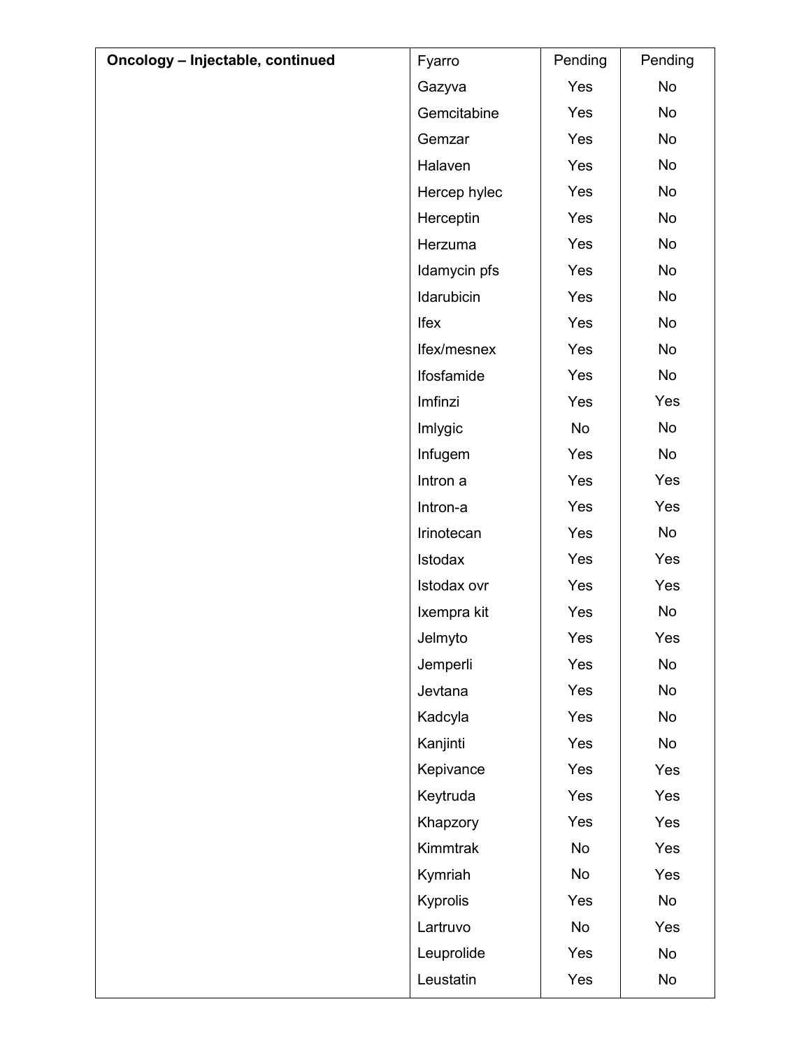| Oncology – Injectable, continued | Fyarro | Pending | Pending |
|---|---|---|---|
| | Gazyva | Yes | No |
| | Gemcitabine | Yes | No |
| | Gemzar | Yes | No |
| | Halaven | Yes | No |
| | Hercep hylec | Yes | No |
| | Herceptin | Yes | No |
| | Herzuma | Yes | No |
| | Idamycin pfs | Yes | No |
| | Idarubicin | Yes | No |
| | Ifex | Yes | No |
| | Ifex/mesnex | Yes | No |
| | Ifosfamide | Yes | No |
| | Imfinzi | Yes | Yes |
| | Imlygic | No | No |
| | Infugem | Yes | No |
| | Intron a | Yes | Yes |
| | Intron-a | Yes | Yes |
| | Irinotecan | Yes | No |
| | Istodax | Yes | Yes |
| | Istodax ovr | Yes | Yes |
| | Ixempra kit | Yes | No |
| | Jelmyto | Yes | Yes |
| | Jemperli | Yes | No |
| | Jevtana | Yes | No |
| | Kadcyla | Yes | No |
| | Kanjinti | Yes | No |
| | Kepivance | Yes | Yes |
| | Keytruda | Yes | Yes |
| | Khapzory | Yes | Yes |
| | Kimmtrak | No | Yes |
| | Kymriah | No | Yes |
| | Kyprolis | Yes | No |
| | Lartruvo | No | Yes |
| | Leuprolide | Yes | No |
| | Leustatin | Yes | No |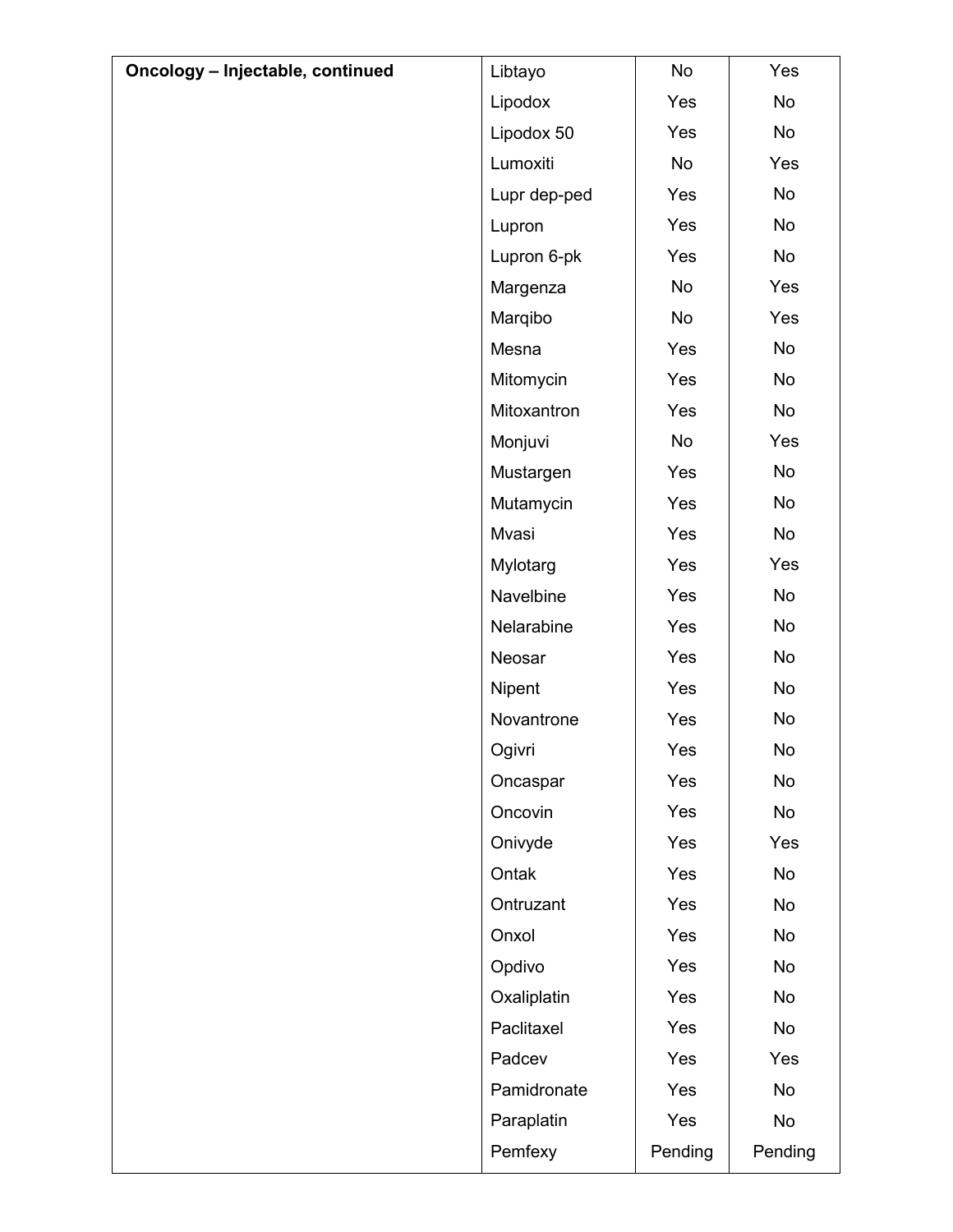| Oncology – Injectable, continued | Libtayo | No | Yes |
|---|---|---|---|
| | Lipodox | Yes | No |
| | Lipodox 50 | Yes | No |
| | Lumoxiti | No | Yes |
| | Lupr dep-ped | Yes | No |
| | Lupron | Yes | No |
| | Lupron 6-pk | Yes | No |
| | Margenza | No | Yes |
| | Marqibo | No | Yes |
| | Mesna | Yes | No |
| | Mitomycin | Yes | No |
| | Mitoxantron | Yes | No |
| | Monjuvi | No | Yes |
| | Mustargen | Yes | No |
| | Mutamycin | Yes | No |
| | Mvasi | Yes | No |
| | Mylotarg | Yes | Yes |
| | Navelbine | Yes | No |
| | Nelarabine | Yes | No |
| | Neosar | Yes | No |
| | Nipent | Yes | No |
| | Novantrone | Yes | No |
| | Ogivri | Yes | No |
| | Oncaspar | Yes | No |
| | Oncovin | Yes | No |
| | Onivyde | Yes | Yes |
| | Ontak | Yes | No |
| | Ontruzant | Yes | No |
| | Onxol | Yes | No |
| | Opdivo | Yes | No |
| | Oxaliplatin | Yes | No |
| | Paclitaxel | Yes | No |
| | Padcev | Yes | Yes |
| | Pamidronate | Yes | No |
| | Paraplatin | Yes | No |
| | Pemfexy | Pending | Pending |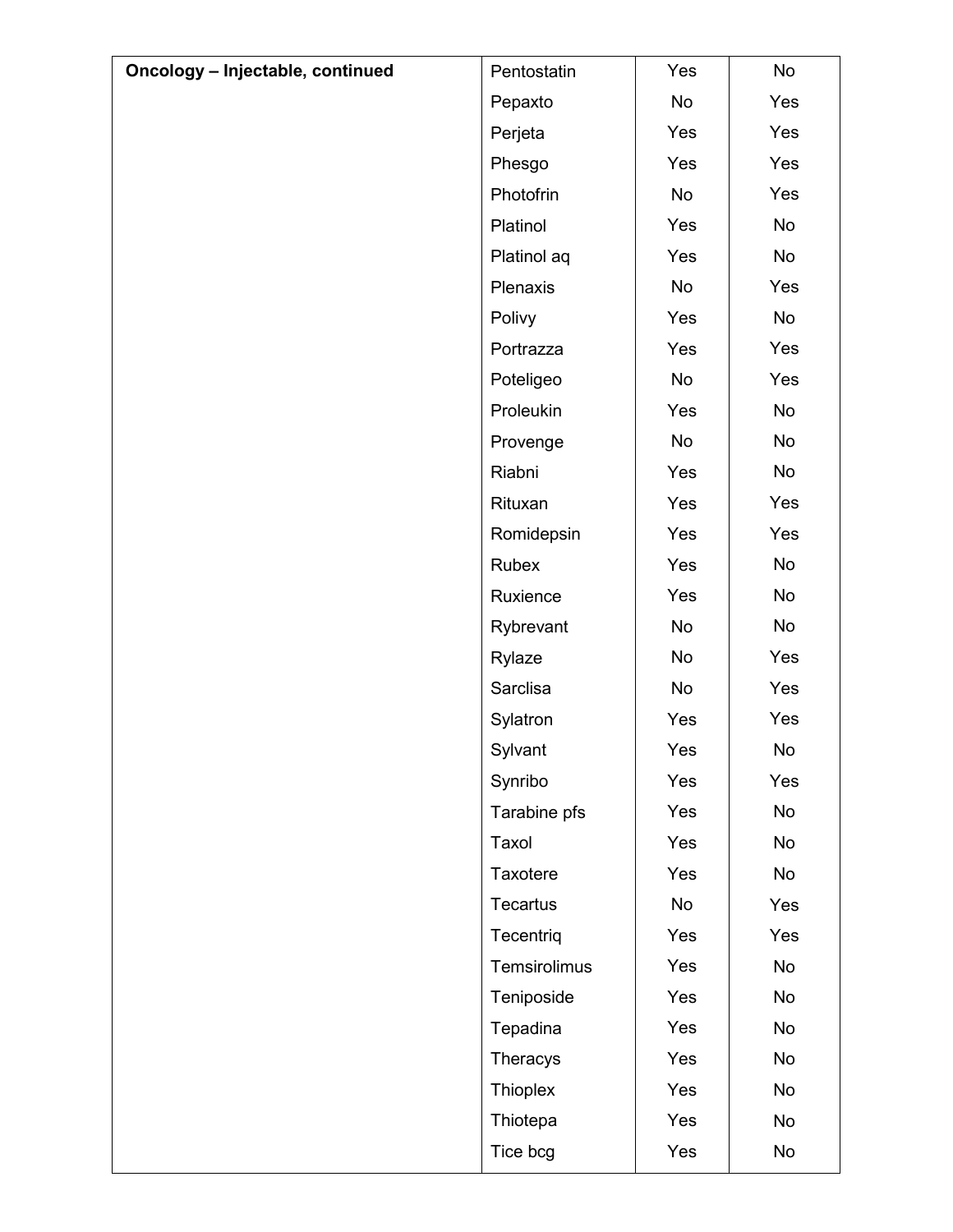| Oncology – Injectable, continued | Pentostatin | Yes | No |
|---|---|---|---|
| | Pepaxto | No | Yes |
| | Perjeta | Yes | Yes |
| | Phesgo | Yes | Yes |
| | Photofrin | No | Yes |
| | Platinol | Yes | No |
| | Platinol aq | Yes | No |
| | Plenaxis | No | Yes |
| | Polivy | Yes | No |
| | Portrazza | Yes | Yes |
| | Poteligeo | No | Yes |
| | Proleukin | Yes | No |
| | Provenge | No | No |
| | Riabni | Yes | No |
| | Rituxan | Yes | Yes |
| | Romidepsin | Yes | Yes |
| | Rubex | Yes | No |
| | Ruxience | Yes | No |
| | Rybrevant | No | No |
| | Rylaze | No | Yes |
| | Sarclisa | No | Yes |
| | Sylatron | Yes | Yes |
| | Sylvant | Yes | No |
| | Synribo | Yes | Yes |
| | Tarabine pfs | Yes | No |
| | Taxol | Yes | No |
| | Taxotere | Yes | No |
| | Tecartus | No | Yes |
| | Tecentriq | Yes | Yes |
| | Temsirolimus | Yes | No |
| | Teniposide | Yes | No |
| | Tepadina | Yes | No |
| | Theracys | Yes | No |
| | Thioplex | Yes | No |
| | Thiotepa | Yes | No |
| | Tice bcg | Yes | No |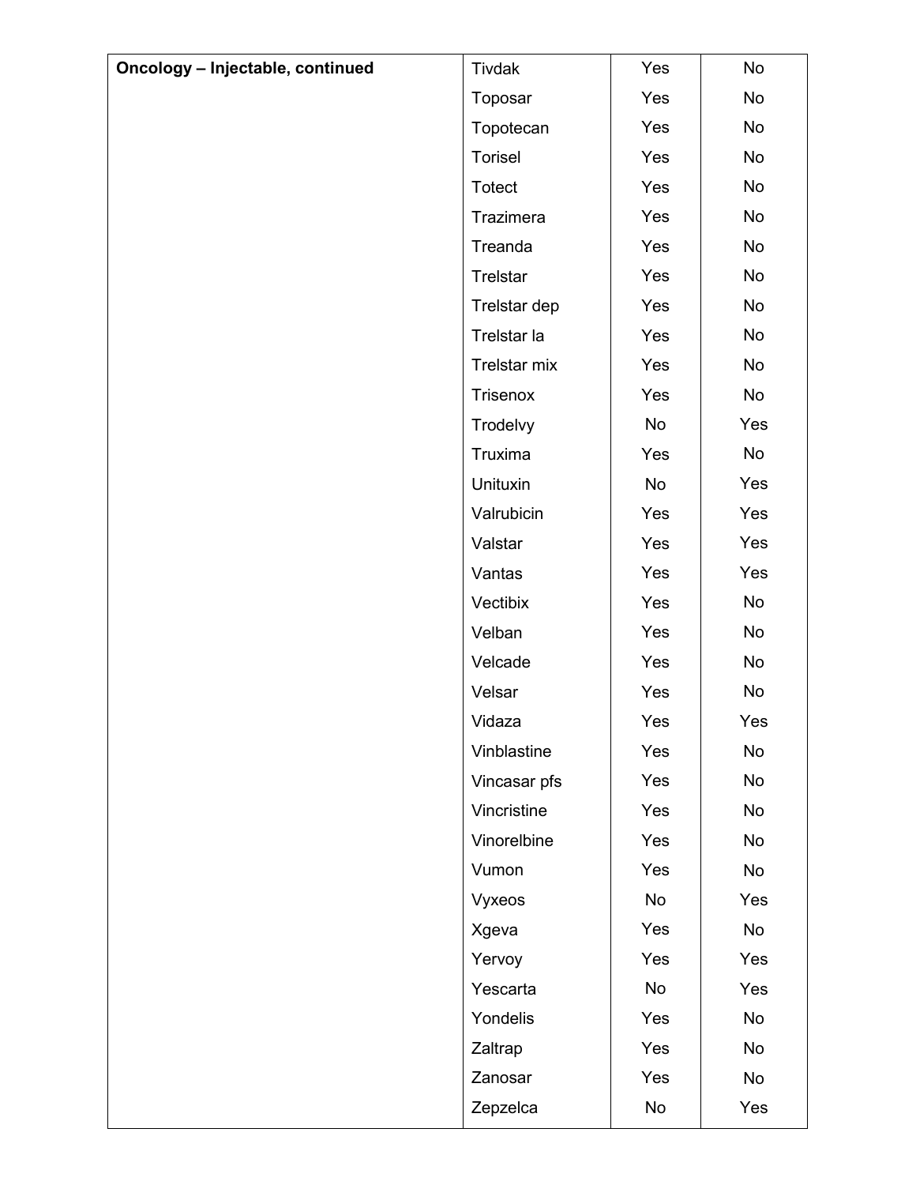| Oncology – Injectable, continued | Tivdak | Yes | No |
|---|---|---|---|
| | Toposar | Yes | No |
| | Topotecan | Yes | No |
| | Torisel | Yes | No |
| | Totect | Yes | No |
| | Trazimera | Yes | No |
| | Treanda | Yes | No |
| | Trelstar | Yes | No |
| | Trelstar dep | Yes | No |
| | Trelstar la | Yes | No |
| | Trelstar mix | Yes | No |
| | Trisenox | Yes | No |
| | Trodelvy | No | Yes |
| | Truxima | Yes | No |
| | Unituxin | No | Yes |
| | Valrubicin | Yes | Yes |
| | Valstar | Yes | Yes |
| | Vantas | Yes | Yes |
| | Vectibix | Yes | No |
| | Velban | Yes | No |
| | Velcade | Yes | No |
| | Velsar | Yes | No |
| | Vidaza | Yes | Yes |
| | Vinblastine | Yes | No |
| | Vincasar pfs | Yes | No |
| | Vincristine | Yes | No |
| | Vinorelbine | Yes | No |
| | Vumon | Yes | No |
| | Vyxeos | No | Yes |
| | Xgeva | Yes | No |
| | Yervoy | Yes | Yes |
| | Yescarta | No | Yes |
| | Yondelis | Yes | No |
| | Zaltrap | Yes | No |
| | Zanosar | Yes | No |
| | Zepzelca | No | Yes |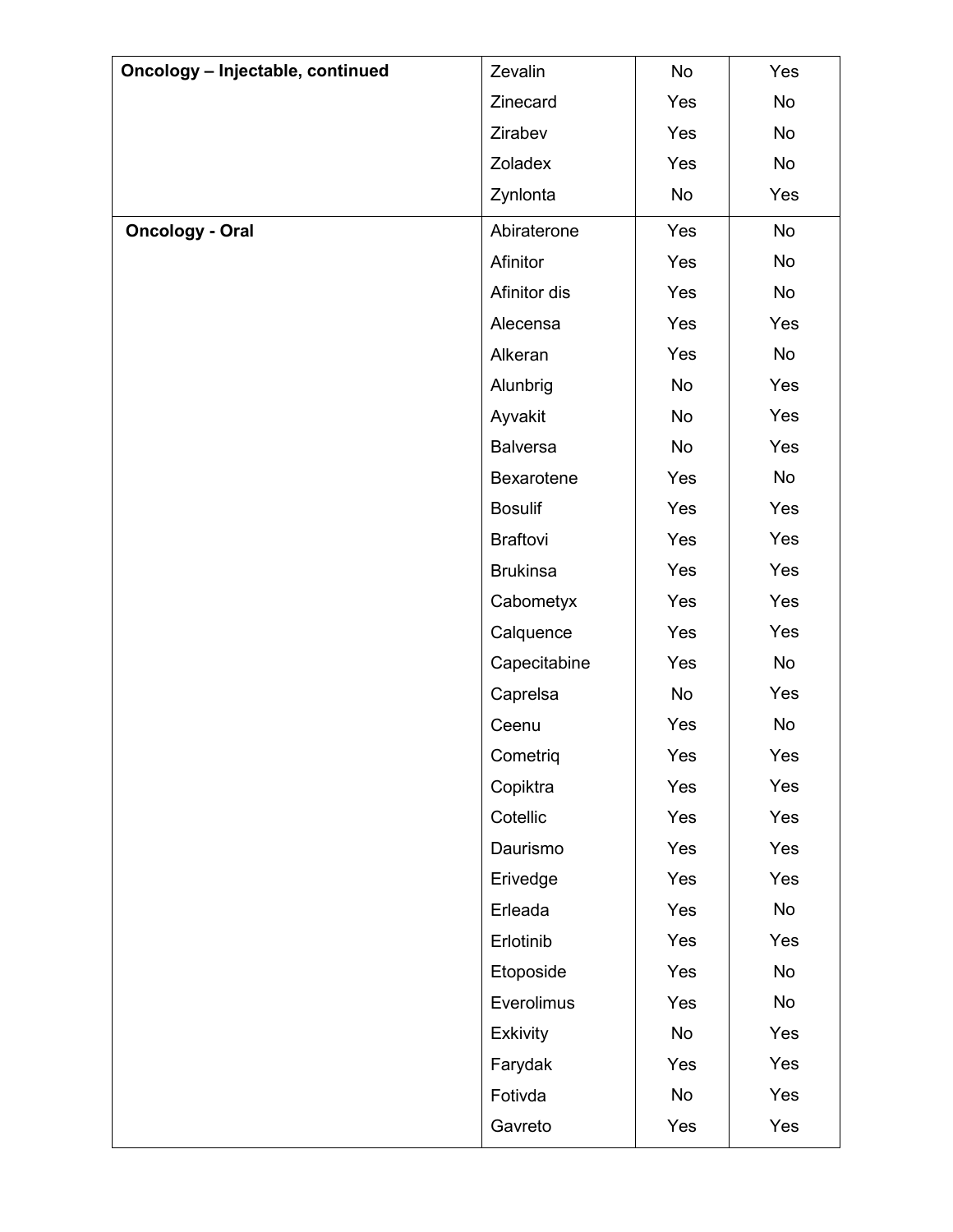| | | | |
|---|---|---|---|
| **Oncology – Injectable, continued** | Zevalin | No | Yes |
| | Zinecard | Yes | No |
| | Zirabev | Yes | No |
| | Zoladex | Yes | No |
| | Zynlonta | No | Yes |
| **Oncology - Oral** | Abiraterone | Yes | No |
| | Afinitor | Yes | No |
| | Afinitor dis | Yes | No |
| | Alecensa | Yes | Yes |
| | Alkeran | Yes | No |
| | Alunbrig | No | Yes |
| | Ayvakit | No | Yes |
| | Balversa | No | Yes |
| | Bexarotene | Yes | No |
| | Bosulif | Yes | Yes |
| | Braftovi | Yes | Yes |
| | Brukinsa | Yes | Yes |
| | Cabometyx | Yes | Yes |
| | Calquence | Yes | Yes |
| | Capecitabine | Yes | No |
| | Caprelsa | No | Yes |
| | Ceenu | Yes | No |
| | Cometriq | Yes | Yes |
| | Copiktra | Yes | Yes |
| | Cotellic | Yes | Yes |
| | Daurismo | Yes | Yes |
| | Erivedge | Yes | Yes |
| | Erleada | Yes | No |
| | Erlotinib | Yes | Yes |
| | Etoposide | Yes | No |
| | Everolimus | Yes | No |
| | Exkivity | No | Yes |
| | Farydak | Yes | Yes |
| | Fotivda | No | Yes |
| | Gavreto | Yes | Yes |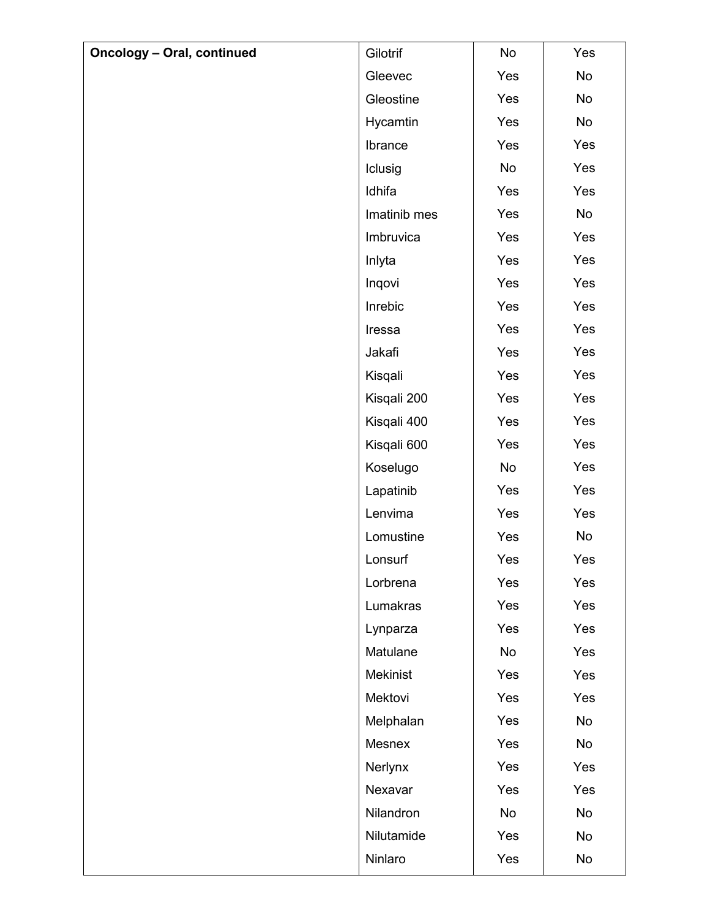| Oncology – Oral, continued | Gilotrif | No | Yes |
|---|---|---|---|
| | Gleevec | Yes | No |
| | Gleostine | Yes | No |
| | Hycamtin | Yes | No |
| | Ibrance | Yes | Yes |
| | Iclusig | No | Yes |
| | Idhifa | Yes | Yes |
| | Imatinib mes | Yes | No |
| | Imbruvica | Yes | Yes |
| | Inlyta | Yes | Yes |
| | Inqovi | Yes | Yes |
| | Inrebic | Yes | Yes |
| | Iressa | Yes | Yes |
| | Jakafi | Yes | Yes |
| | Kisqali | Yes | Yes |
| | Kisqali 200 | Yes | Yes |
| | Kisqali 400 | Yes | Yes |
| | Kisqali 600 | Yes | Yes |
| | Koselugo | No | Yes |
| | Lapatinib | Yes | Yes |
| | Lenvima | Yes | Yes |
| | Lomustine | Yes | No |
| | Lonsurf | Yes | Yes |
| | Lorbrena | Yes | Yes |
| | Lumakras | Yes | Yes |
| | Lynparza | Yes | Yes |
| | Matulane | No | Yes |
| | Mekinist | Yes | Yes |
| | Mektovi | Yes | Yes |
| | Melphalan | Yes | No |
| | Mesnex | Yes | No |
| | Nerlynx | Yes | Yes |
| | Nexavar | Yes | Yes |
| | Nilandron | No | No |
| | Nilutamide | Yes | No |
| | Ninlaro | Yes | No |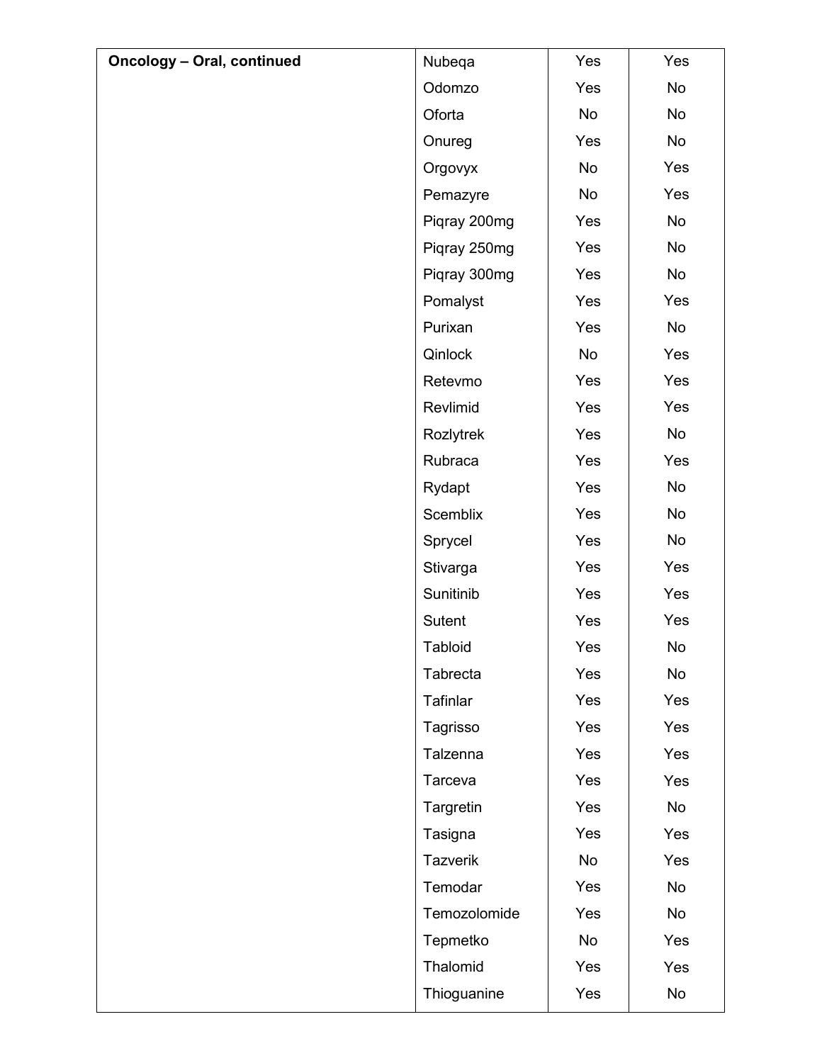| **Oncology – Oral, continued** | Nubeqa | Yes | Yes |
|---|---|---|---|
| | Odomzo | Yes | No |
| | Oforta | No | No |
| | Onureg | Yes | No |
| | Orgovyx | No | Yes |
| | Pemazyre | No | Yes |
| | Piqray 200mg | Yes | No |
| | Piqray 250mg | Yes | No |
| | Piqray 300mg | Yes | No |
| | Pomalyst | Yes | Yes |
| | Purixan | Yes | No |
| | Qinlock | No | Yes |
| | Retevmo | Yes | Yes |
| | Revlimid | Yes | Yes |
| | Rozlytrek | Yes | No |
| | Rubraca | Yes | Yes |
| | Rydapt | Yes | No |
| | Scemblix | Yes | No |
| | Sprycel | Yes | No |
| | Stivarga | Yes | Yes |
| | Sunitinib | Yes | Yes |
| | Sutent | Yes | Yes |
| | Tabloid | Yes | No |
| | Tabrecta | Yes | No |
| | Tafinlar | Yes | Yes |
| | Tagrisso | Yes | Yes |
| | Talzenna | Yes | Yes |
| | Tarceva | Yes | Yes |
| | Targretin | Yes | No |
| | Tasigna | Yes | Yes |
| | Tazverik | No | Yes |
| | Temodar | Yes | No |
| | Temozolomide | Yes | No |
| | Tepmetko | No | Yes |
| | Thalomid | Yes | Yes |
| | Thioguanine | Yes | No |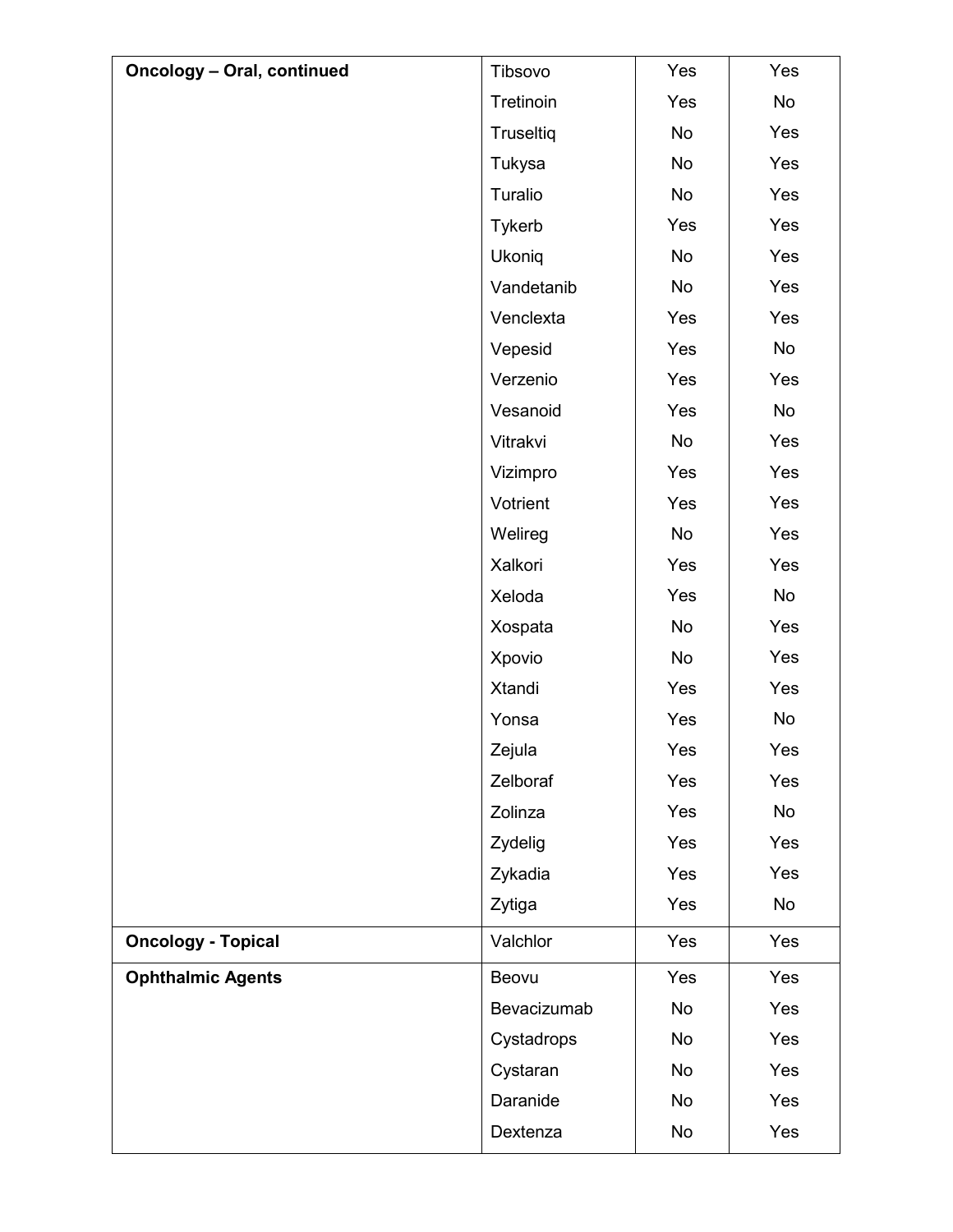| | | | |
|---|---|---|---|
| **Oncology – Oral, continued** | Tibsovo | Yes | Yes |
| | Tretinoin | Yes | No |
| | Truseltiq | No | Yes |
| | Tukysa | No | Yes |
| | Turalio | No | Yes |
| | Tykerb | Yes | Yes |
| | Ukoniq | No | Yes |
| | Vandetanib | No | Yes |
| | Venclexta | Yes | Yes |
| | Vepesid | Yes | No |
| | Verzenio | Yes | Yes |
| | Vesanoid | Yes | No |
| | Vitrakvi | No | Yes |
| | Vizimpro | Yes | Yes |
| | Votrient | Yes | Yes |
| | Welireg | No | Yes |
| | Xalkori | Yes | Yes |
| | Xeloda | Yes | No |
| | Xospata | No | Yes |
| | Xpovio | No | Yes |
| | Xtandi | Yes | Yes |
| | Yonsa | Yes | No |
| | Zejula | Yes | Yes |
| | Zelboraf | Yes | Yes |
| | Zolinza | Yes | No |
| | Zydelig | Yes | Yes |
| | Zykadia | Yes | Yes |
| | Zytiga | Yes | No |
| **Oncology - Topical** | Valchlor | Yes | Yes |
| **Ophthalmic Agents** | Beovu | Yes | Yes |
| | Bevacizumab | No | Yes |
| | Cystadrops | No | Yes |
| | Cystaran | No | Yes |
| | Daranide | No | Yes |
| | Dextenza | No | Yes |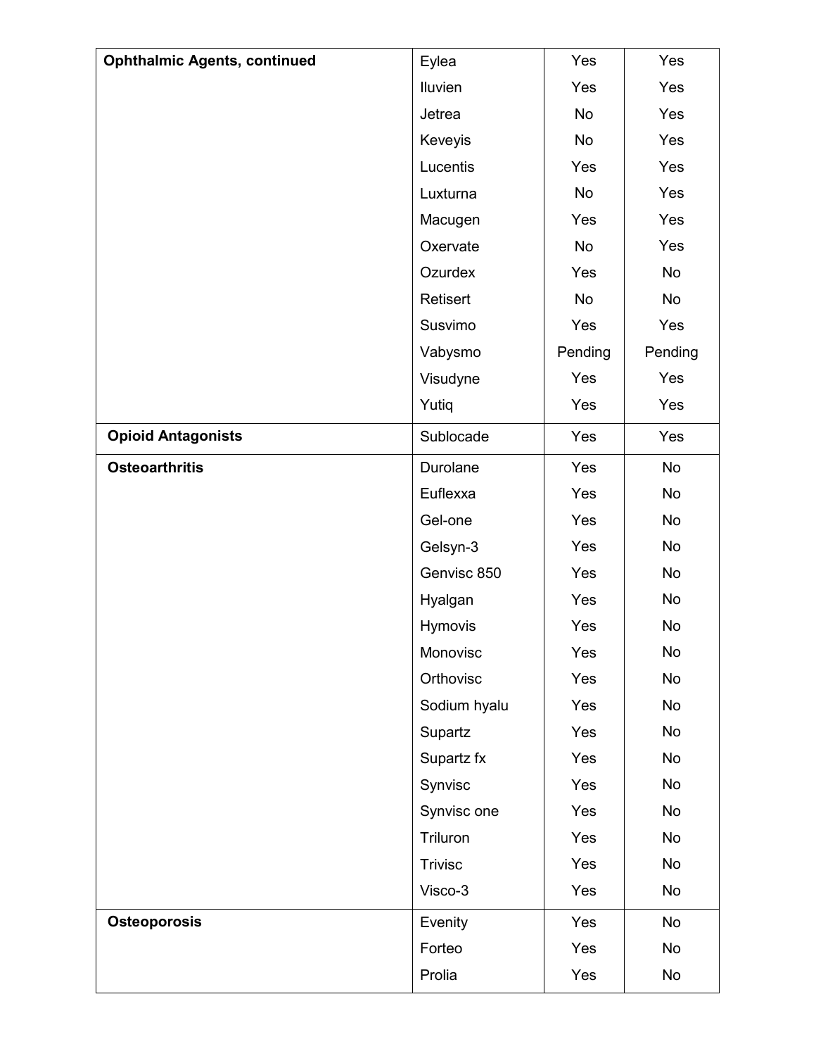| | | | |
|---|---|---|---|
| **Ophthalmic Agents, continued** | Eylea | Yes | Yes |
| | Iluvien | Yes | Yes |
| | Jetrea | No | Yes |
| | Keveyis | No | Yes |
| | Lucentis | Yes | Yes |
| | Luxturna | No | Yes |
| | Macugen | Yes | Yes |
| | Oxervate | No | Yes |
| | Ozurdex | Yes | No |
| | Retisert | No | No |
| | Susvimo | Yes | Yes |
| | Vabysmo | Pending | Pending |
| | Visudyne | Yes | Yes |
| | Yutiq | Yes | Yes |
| **Opioid Antagonists** | Sublocade | Yes | Yes |
| **Osteoarthritis** | Durolane | Yes | No |
| | Euflexxa | Yes | No |
| | Gel-one | Yes | No |
| | Gelsyn-3 | Yes | No |
| | Genvisc 850 | Yes | No |
| | Hyalgan | Yes | No |
| | Hymovis | Yes | No |
| | Monovisc | Yes | No |
| | Orthovisc | Yes | No |
| | Sodium hyalu | Yes | No |
| | Supartz | Yes | No |
| | Supartz fx | Yes | No |
| | Synvisc | Yes | No |
| | Synvisc one | Yes | No |
| | Triluron | Yes | No |
| | Trivisc | Yes | No |
| | Visco-3 | Yes | No |
| **Osteoporosis** | Evenity | Yes | No |
| | Forteo | Yes | No |
| | Prolia | Yes | No |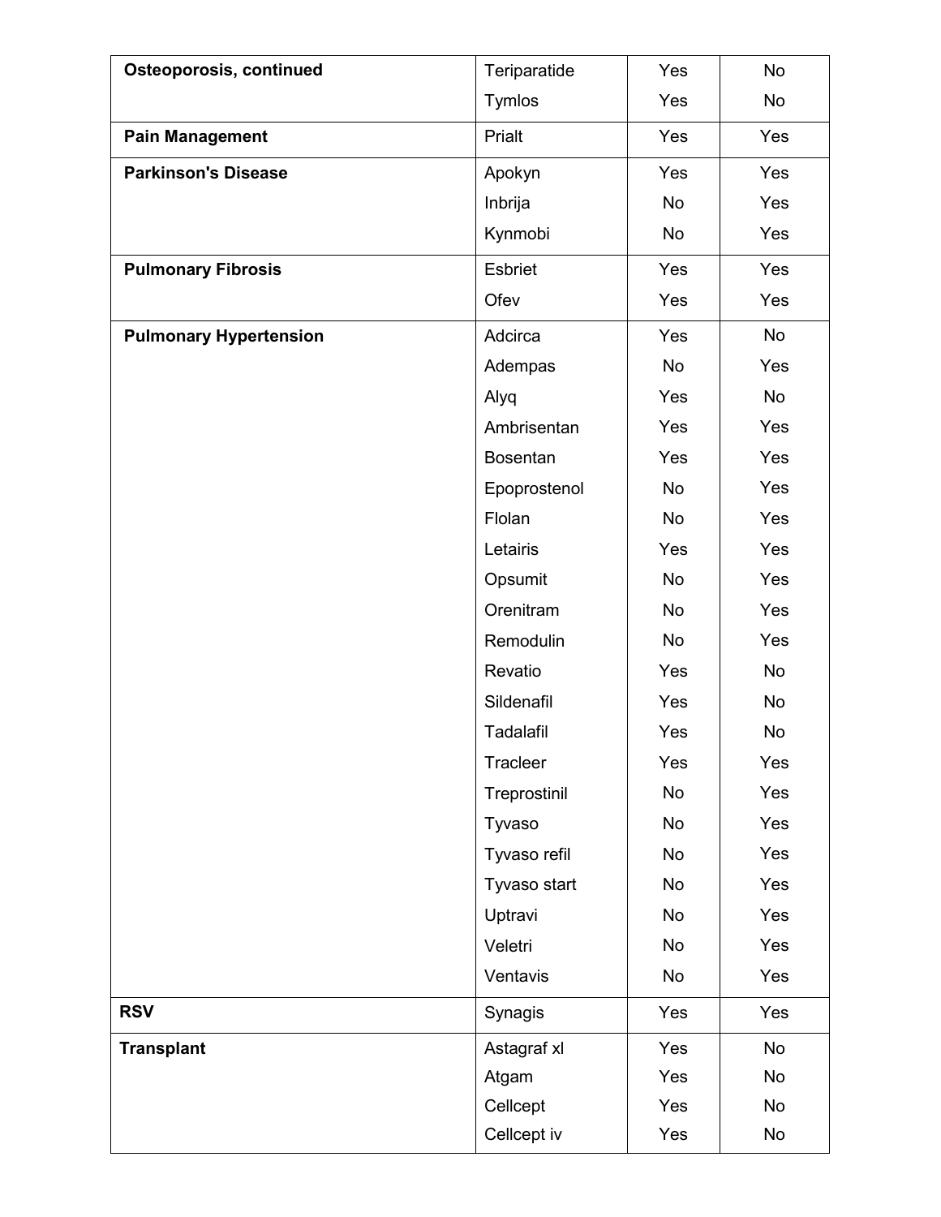| **Osteoporosis, continued** | Teriparatide | Yes | No |
| --- | --- | --- | --- |
| | Tymlos | Yes | No |
| **Pain Management** | Prialt | Yes | Yes |
| **Parkinson's Disease** | Apokyn | Yes | Yes |
| | Inbrija | No | Yes |
| | Kynmobi | No | Yes |
| **Pulmonary Fibrosis** | Esbriet | Yes | Yes |
| | Ofev | Yes | Yes |
| **Pulmonary Hypertension** | Adcirca | Yes | No |
| | Adempas | No | Yes |
| | Alyq | Yes | No |
| | Ambrisentan | Yes | Yes |
| | Bosentan | Yes | Yes |
| | Epoprostenol | No | Yes |
| | Flolan | No | Yes |
| | Letairis | Yes | Yes |
| | Opsumit | No | Yes |
| | Orenitram | No | Yes |
| | Remodulin | No | Yes |
| | Revatio | Yes | No |
| | Sildenafil | Yes | No |
| | Tadalafil | Yes | No |
| | Tracleer | Yes | Yes |
| | Treprostinil | No | Yes |
| | Tyvaso | No | Yes |
| | Tyvaso refil | No | Yes |
| | Tyvaso start | No | Yes |
| | Uptravi | No | Yes |
| | Veletri | No | Yes |
| | Ventavis | No | Yes |
| **RSV** | Synagis | Yes | Yes |
| **Transplant** | Astagraf xl | Yes | No |
| | Atgam | Yes | No |
| | Cellcept | Yes | No |
| | Cellcept iv | Yes | No |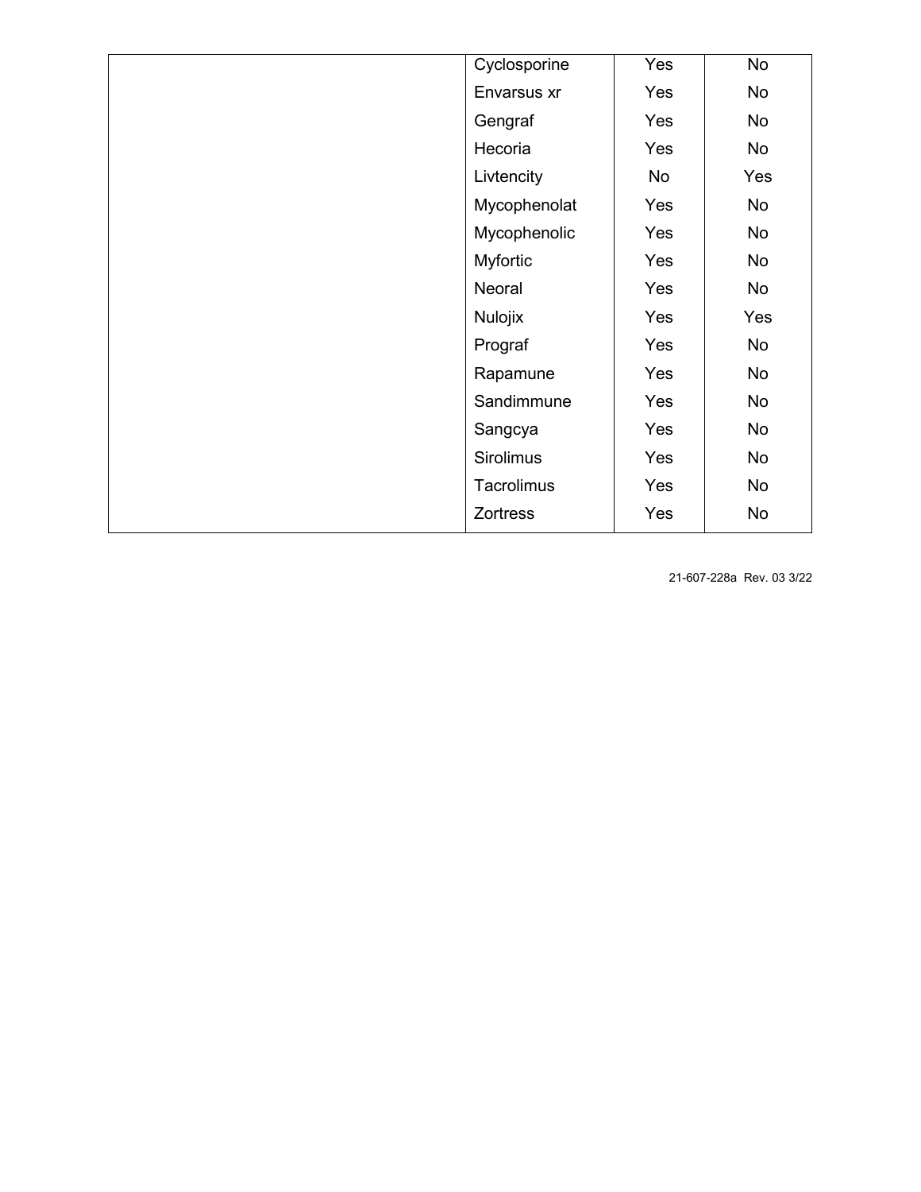| | | | |
|---|---|---|---|
| | Cyclosporine | Yes | No |
| | Envarsus xr | Yes | No |
| | Gengraf | Yes | No |
| | Hecoria | Yes | No |
| | Livtencity | No | Yes |
| | Mycophenolat | Yes | No |
| | Mycophenolic | Yes | No |
| | Myfortic | Yes | No |
| | Neoral | Yes | No |
| | Nulojix | Yes | Yes |
| | Prograf | Yes | No |
| | Rapamune | Yes | No |
| | Sandimmune | Yes | No |
| | Sangcya | Yes | No |
| | Sirolimus | Yes | No |
| | Tacrolimus | Yes | No |
| | Zortress | Yes | No |

21-607-228a Rev. 03 3/22